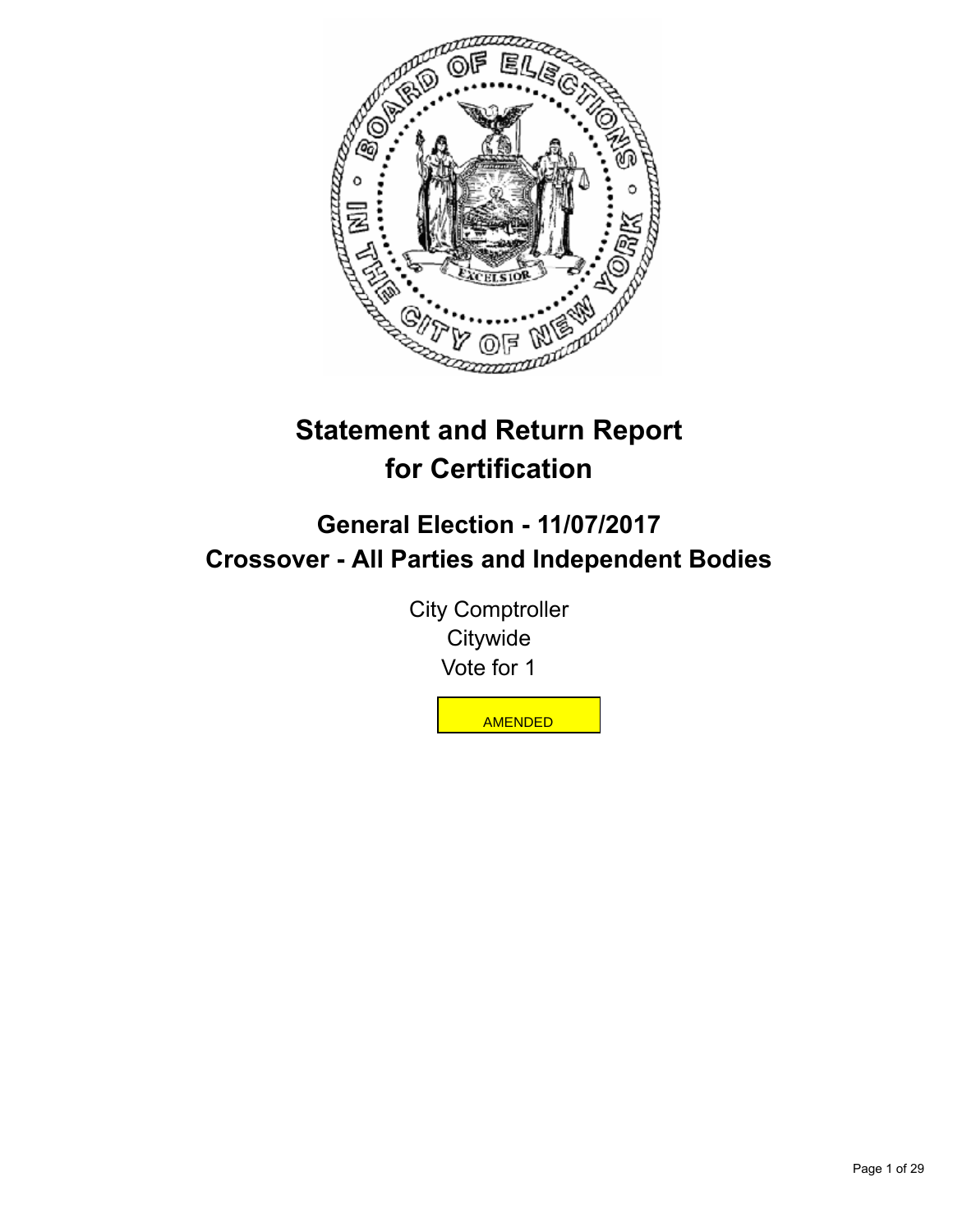# Statement and Return Report for Certification

## General Election - 11/07/2017
## Crossover - All Parties and Independent Bodies

City Comptroller
Citywide
Vote for 1

AMENDED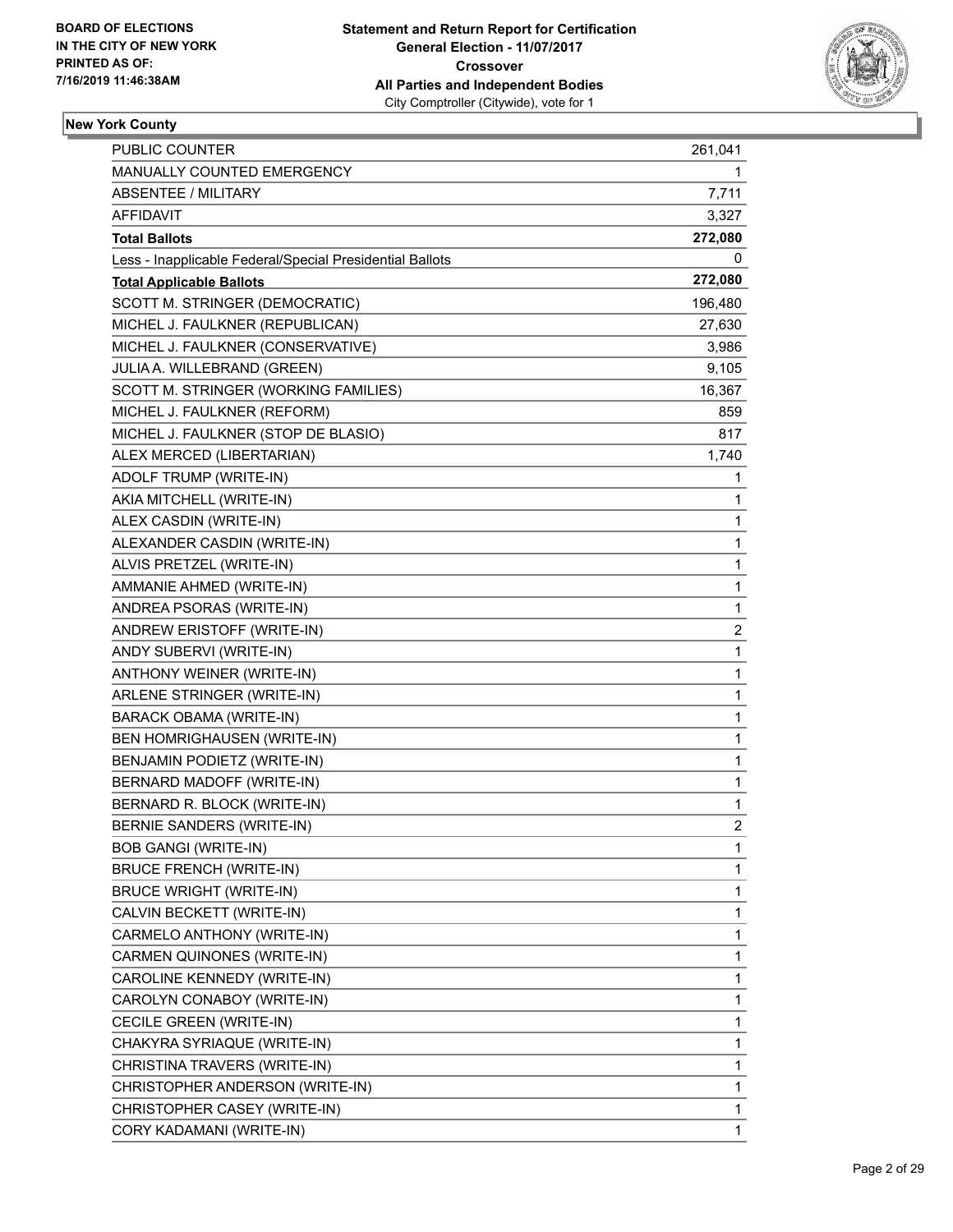BOARD OF ELECTIONS
IN THE CITY OF NEW YORK
PRINTED AS OF:
7/16/2019 11:46:38AM

**Statement and Return Report for Certification**
**General Election - 11/07/2017**
**Crossover**
**All Parties and Independent Bodies**
City Comptroller (Citywide), vote for 1

## New York County

| | |
|---|---|
| PUBLIC COUNTER | 261,041 |
| MANUALLY COUNTED EMERGENCY | 1 |
| ABSENTEE / MILITARY | 7,711 |
| AFFIDAVIT | 3,327 |
| **Total Ballots** | **272,080** |
| Less - Inapplicable Federal/Special Presidential Ballots | 0 |
| **Total Applicable Ballots** | **272,080** |
| SCOTT M. STRINGER (DEMOCRATIC) | 196,480 |
| MICHEL J. FAULKNER (REPUBLICAN) | 27,630 |
| MICHEL J. FAULKNER (CONSERVATIVE) | 3,986 |
| JULIA A. WILLEBRAND (GREEN) | 9,105 |
| SCOTT M. STRINGER (WORKING FAMILIES) | 16,367 |
| MICHEL J. FAULKNER (REFORM) | 859 |
| MICHEL J. FAULKNER (STOP DE BLASIO) | 817 |
| ALEX MERCED (LIBERTARIAN) | 1,740 |
| ADOLF TRUMP (WRITE-IN) | 1 |
| AKIA MITCHELL (WRITE-IN) | 1 |
| ALEX CASDIN (WRITE-IN) | 1 |
| ALEXANDER CASDIN (WRITE-IN) | 1 |
| ALVIS PRETZEL (WRITE-IN) | 1 |
| AMMANIE AHMED (WRITE-IN) | 1 |
| ANDREA PSORAS (WRITE-IN) | 1 |
| ANDREW ERISTOFF (WRITE-IN) | 2 |
| ANDY SUBERVI (WRITE-IN) | 1 |
| ANTHONY WEINER (WRITE-IN) | 1 |
| ARLENE STRINGER (WRITE-IN) | 1 |
| BARACK OBAMA (WRITE-IN) | 1 |
| BEN HOMRIGHAUSEN (WRITE-IN) | 1 |
| BENJAMIN PODIETZ (WRITE-IN) | 1 |
| BERNARD MADOFF (WRITE-IN) | 1 |
| BERNARD R. BLOCK (WRITE-IN) | 1 |
| BERNIE SANDERS (WRITE-IN) | 2 |
| BOB GANGI (WRITE-IN) | 1 |
| BRUCE FRENCH (WRITE-IN) | 1 |
| BRUCE WRIGHT (WRITE-IN) | 1 |
| CALVIN BECKETT (WRITE-IN) | 1 |
| CARMELO ANTHONY (WRITE-IN) | 1 |
| CARMEN QUINONES (WRITE-IN) | 1 |
| CAROLINE KENNEDY (WRITE-IN) | 1 |
| CAROLYN CONABOY (WRITE-IN) | 1 |
| CECILE GREEN (WRITE-IN) | 1 |
| CHAKYRA SYRIAQUE (WRITE-IN) | 1 |
| CHRISTINA TRAVERS (WRITE-IN) | 1 |
| CHRISTOPHER ANDERSON (WRITE-IN) | 1 |
| CHRISTOPHER CASEY (WRITE-IN) | 1 |
| CORY KADAMANI (WRITE-IN) | 1 |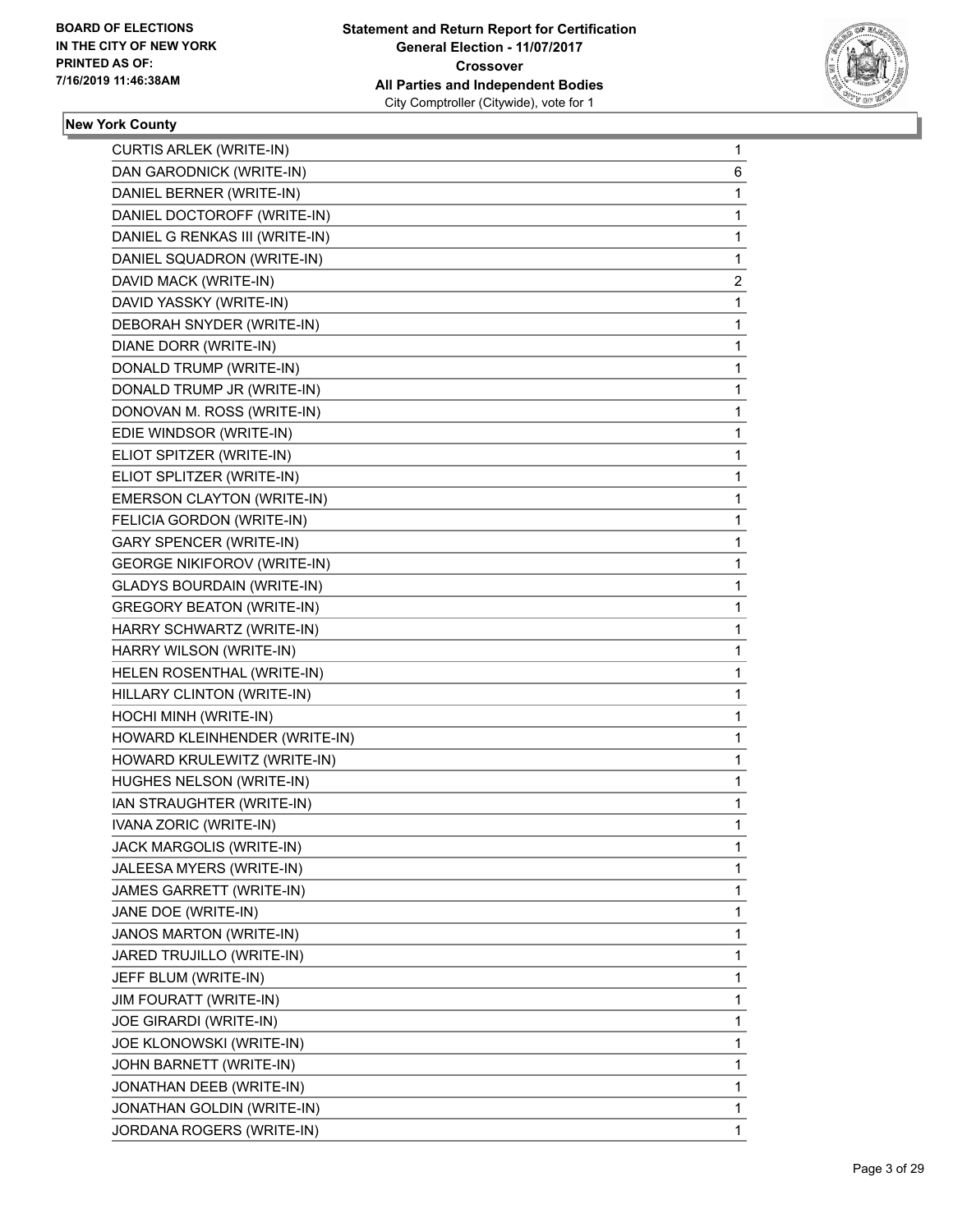**BOARD OF ELECTIONS IN THE CITY OF NEW YORK PRINTED AS OF: 7/16/2019 11:46:38AM**

**Statement and Return Report for Certification General Election - 11/07/2017 Crossover All Parties and Independent Bodies**
City Comptroller (Citywide), vote for 1

## New York County

| | |
|---|---|
| CURTIS ARLEK (WRITE-IN) | 1 |
| DAN GARODNICK (WRITE-IN) | 6 |
| DANIEL BERNER (WRITE-IN) | 1 |
| DANIEL DOCTOROFF (WRITE-IN) | 1 |
| DANIEL G RENKAS III (WRITE-IN) | 1 |
| DANIEL SQUADRON (WRITE-IN) | 1 |
| DAVID MACK (WRITE-IN) | 2 |
| DAVID YASSKY (WRITE-IN) | 1 |
| DEBORAH SNYDER (WRITE-IN) | 1 |
| DIANE DORR (WRITE-IN) | 1 |
| DONALD TRUMP (WRITE-IN) | 1 |
| DONALD TRUMP JR (WRITE-IN) | 1 |
| DONOVAN M. ROSS (WRITE-IN) | 1 |
| EDIE WINDSOR (WRITE-IN) | 1 |
| ELIOT SPITZER (WRITE-IN) | 1 |
| ELIOT SPLITZER (WRITE-IN) | 1 |
| EMERSON CLAYTON (WRITE-IN) | 1 |
| FELICIA GORDON (WRITE-IN) | 1 |
| GARY SPENCER (WRITE-IN) | 1 |
| GEORGE NIKIFOROV (WRITE-IN) | 1 |
| GLADYS BOURDAIN (WRITE-IN) | 1 |
| GREGORY BEATON (WRITE-IN) | 1 |
| HARRY SCHWARTZ (WRITE-IN) | 1 |
| HARRY WILSON (WRITE-IN) | 1 |
| HELEN ROSENTHAL (WRITE-IN) | 1 |
| HILLARY CLINTON (WRITE-IN) | 1 |
| HOCHI MINH (WRITE-IN) | 1 |
| HOWARD KLEINHENDER (WRITE-IN) | 1 |
| HOWARD KRULEWITZ (WRITE-IN) | 1 |
| HUGHES NELSON (WRITE-IN) | 1 |
| IAN STRAUGHTER (WRITE-IN) | 1 |
| IVANA ZORIC (WRITE-IN) | 1 |
| JACK MARGOLIS (WRITE-IN) | 1 |
| JALEESA MYERS (WRITE-IN) | 1 |
| JAMES GARRETT (WRITE-IN) | 1 |
| JANE DOE (WRITE-IN) | 1 |
| JANOS MARTON (WRITE-IN) | 1 |
| JARED TRUJILLO (WRITE-IN) | 1 |
| JEFF BLUM (WRITE-IN) | 1 |
| JIM FOURATT (WRITE-IN) | 1 |
| JOE GIRARDI (WRITE-IN) | 1 |
| JOE KLONOWSKI (WRITE-IN) | 1 |
| JOHN BARNETT (WRITE-IN) | 1 |
| JONATHAN DEEB (WRITE-IN) | 1 |
| JONATHAN GOLDIN (WRITE-IN) | 1 |
| JORDANA ROGERS (WRITE-IN) | 1 |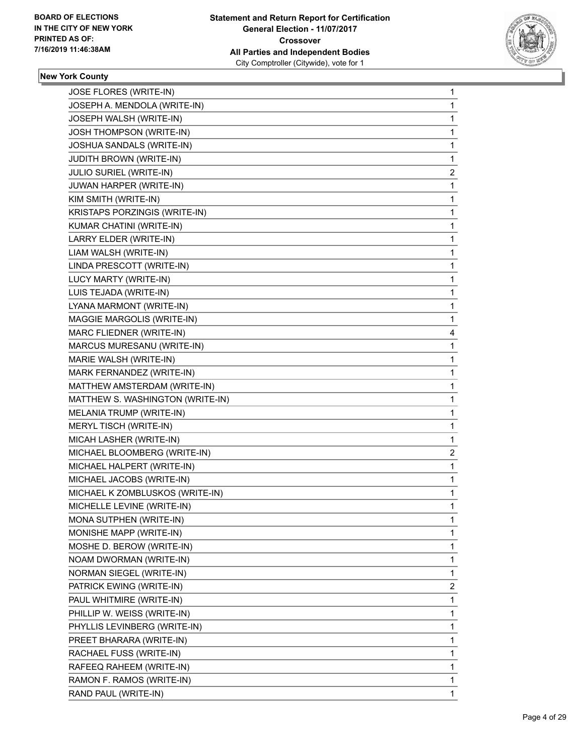**BOARD OF ELECTIONS IN THE CITY OF NEW YORK PRINTED AS OF: 7/16/2019 11:46:38AM**

**Statement and Return Report for Certification General Election - 11/07/2017 Crossover All Parties and Independent Bodies**
City Comptroller (Citywide), vote for 1

### New York County

| | |
|---|---|
| JOSE FLORES (WRITE-IN) | 1 |
| JOSEPH A. MENDOLA (WRITE-IN) | 1 |
| JOSEPH WALSH (WRITE-IN) | 1 |
| JOSH THOMPSON (WRITE-IN) | 1 |
| JOSHUA SANDALS (WRITE-IN) | 1 |
| JUDITH BROWN (WRITE-IN) | 1 |
| JULIO SURIEL (WRITE-IN) | 2 |
| JUWAN HARPER (WRITE-IN) | 1 |
| KIM SMITH (WRITE-IN) | 1 |
| KRISTAPS PORZINGIS (WRITE-IN) | 1 |
| KUMAR CHATINI (WRITE-IN) | 1 |
| LARRY ELDER (WRITE-IN) | 1 |
| LIAM WALSH (WRITE-IN) | 1 |
| LINDA PRESCOTT (WRITE-IN) | 1 |
| LUCY MARTY (WRITE-IN) | 1 |
| LUIS TEJADA (WRITE-IN) | 1 |
| LYANA MARMONT (WRITE-IN) | 1 |
| MAGGIE MARGOLIS (WRITE-IN) | 1 |
| MARC FLIEDNER (WRITE-IN) | 4 |
| MARCUS MURESANU (WRITE-IN) | 1 |
| MARIE WALSH (WRITE-IN) | 1 |
| MARK FERNANDEZ (WRITE-IN) | 1 |
| MATTHEW AMSTERDAM (WRITE-IN) | 1 |
| MATTHEW S. WASHINGTON (WRITE-IN) | 1 |
| MELANIA TRUMP (WRITE-IN) | 1 |
| MERYL TISCH (WRITE-IN) | 1 |
| MICAH LASHER (WRITE-IN) | 1 |
| MICHAEL BLOOMBERG (WRITE-IN) | 2 |
| MICHAEL HALPERT (WRITE-IN) | 1 |
| MICHAEL JACOBS (WRITE-IN) | 1 |
| MICHAEL K ZOMBLUSKOS (WRITE-IN) | 1 |
| MICHELLE LEVINE (WRITE-IN) | 1 |
| MONA SUTPHEN (WRITE-IN) | 1 |
| MONISHE MAPP (WRITE-IN) | 1 |
| MOSHE D. BEROW (WRITE-IN) | 1 |
| NOAM DWORMAN (WRITE-IN) | 1 |
| NORMAN SIEGEL (WRITE-IN) | 1 |
| PATRICK EWING (WRITE-IN) | 2 |
| PAUL WHITMIRE (WRITE-IN) | 1 |
| PHILLIP W. WEISS (WRITE-IN) | 1 |
| PHYLLIS LEVINBERG (WRITE-IN) | 1 |
| PREET BHARARA (WRITE-IN) | 1 |
| RACHAEL FUSS (WRITE-IN) | 1 |
| RAFEEQ RAHEEM (WRITE-IN) | 1 |
| RAMON F. RAMOS (WRITE-IN) | 1 |
| RAND PAUL (WRITE-IN) | 1 |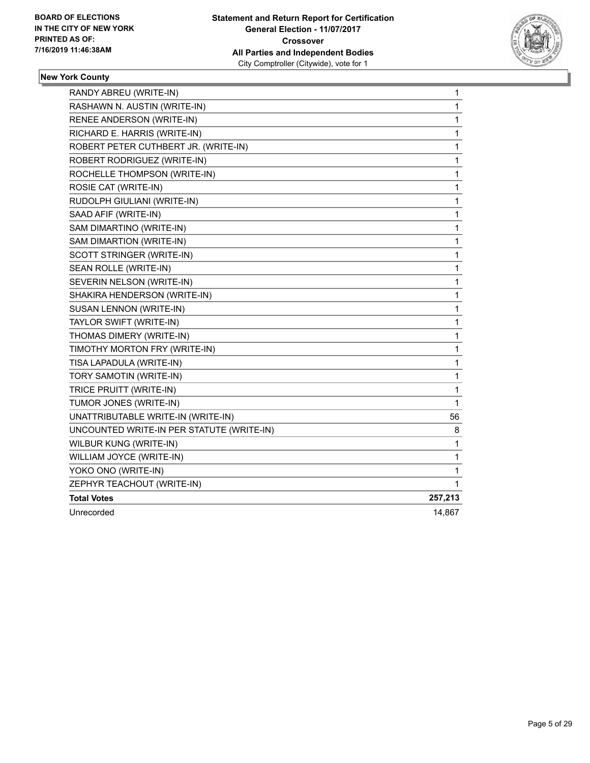**New York County**

| | |
|---|---|
| RANDY ABREU (WRITE-IN) | 1 |
| RASHAWN N. AUSTIN (WRITE-IN) | 1 |
| RENEE ANDERSON (WRITE-IN) | 1 |
| RICHARD E. HARRIS (WRITE-IN) | 1 |
| ROBERT PETER CUTHBERT JR. (WRITE-IN) | 1 |
| ROBERT RODRIGUEZ (WRITE-IN) | 1 |
| ROCHELLE THOMPSON (WRITE-IN) | 1 |
| ROSIE CAT (WRITE-IN) | 1 |
| RUDOLPH GIULIANI (WRITE-IN) | 1 |
| SAAD AFIF (WRITE-IN) | 1 |
| SAM DIMARTINO (WRITE-IN) | 1 |
| SAM DIMARTION (WRITE-IN) | 1 |
| SCOTT STRINGER (WRITE-IN) | 1 |
| SEAN ROLLE (WRITE-IN) | 1 |
| SEVERIN NELSON (WRITE-IN) | 1 |
| SHAKIRA HENDERSON (WRITE-IN) | 1 |
| SUSAN LENNON (WRITE-IN) | 1 |
| TAYLOR SWIFT (WRITE-IN) | 1 |
| THOMAS DIMERY (WRITE-IN) | 1 |
| TIMOTHY MORTON FRY (WRITE-IN) | 1 |
| TISA LAPADULA (WRITE-IN) | 1 |
| TORY SAMOTIN (WRITE-IN) | 1 |
| TRICE PRUITT (WRITE-IN) | 1 |
| TUMOR JONES (WRITE-IN) | 1 |
| UNATTRIBUTABLE WRITE-IN (WRITE-IN) | 56 |
| UNCOUNTED WRITE-IN PER STATUTE (WRITE-IN) | 8 |
| WILBUR KUNG (WRITE-IN) | 1 |
| WILLIAM JOYCE (WRITE-IN) | 1 |
| YOKO ONO (WRITE-IN) | 1 |
| ZEPHYR TEACHOUT (WRITE-IN) | 1 |
| **Total Votes** | **257,213** |
| Unrecorded | 14,867 |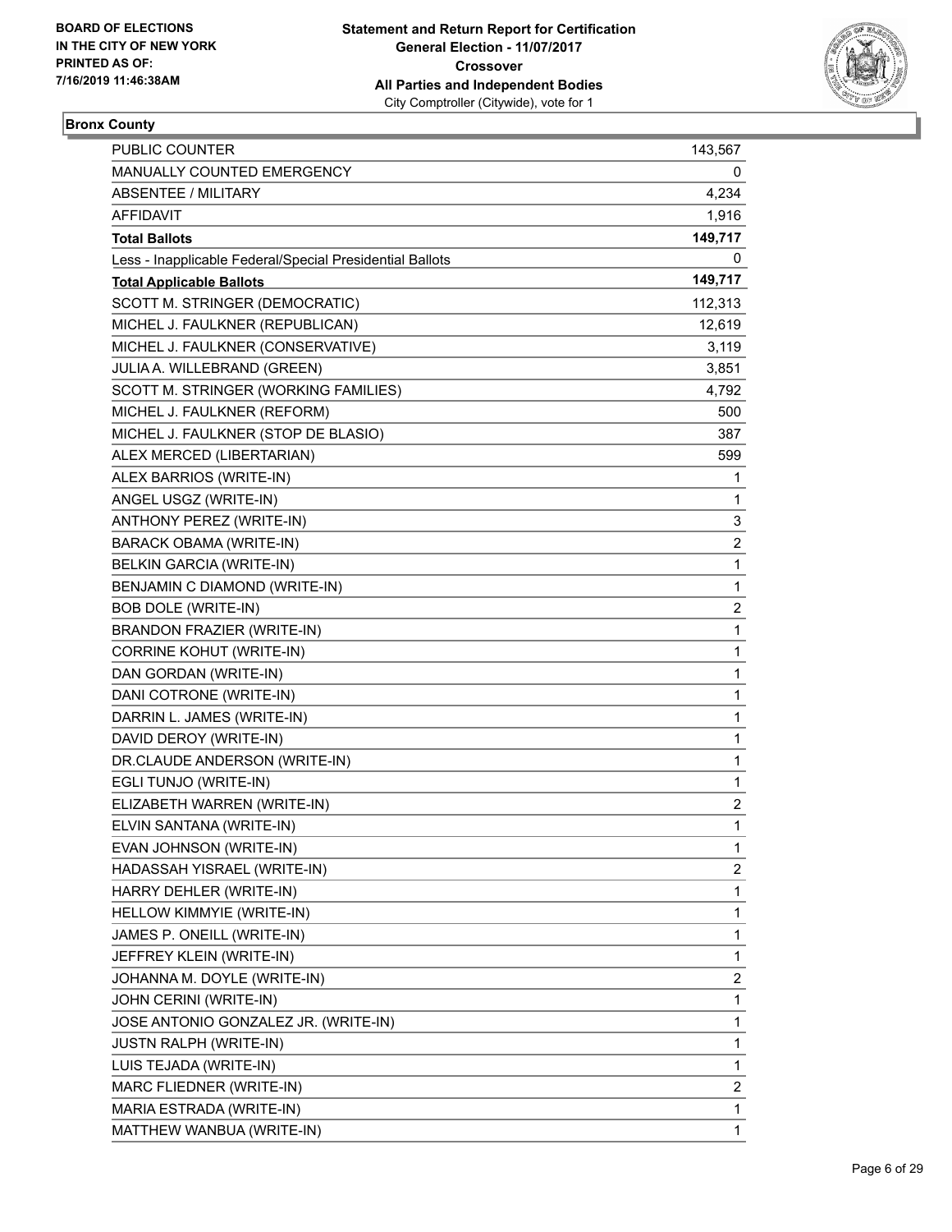**Bronx County**

| | |
|---|---|
| PUBLIC COUNTER | 143,567 |
| MANUALLY COUNTED EMERGENCY | 0 |
| ABSENTEE / MILITARY | 4,234 |
| AFFIDAVIT | 1,916 |
| **Total Ballots** | **149,717** |
| Less - Inapplicable Federal/Special Presidential Ballots | 0 |
| **Total Applicable Ballots** | **149,717** |
| SCOTT M. STRINGER (DEMOCRATIC) | 112,313 |
| MICHEL J. FAULKNER (REPUBLICAN) | 12,619 |
| MICHEL J. FAULKNER (CONSERVATIVE) | 3,119 |
| JULIA A. WILLEBRAND (GREEN) | 3,851 |
| SCOTT M. STRINGER (WORKING FAMILIES) | 4,792 |
| MICHEL J. FAULKNER (REFORM) | 500 |
| MICHEL J. FAULKNER (STOP DE BLASIO) | 387 |
| ALEX MERCED (LIBERTARIAN) | 599 |
| ALEX BARRIOS (WRITE-IN) | 1 |
| ANGEL USGZ (WRITE-IN) | 1 |
| ANTHONY PEREZ (WRITE-IN) | 3 |
| BARACK OBAMA (WRITE-IN) | 2 |
| BELKIN GARCIA (WRITE-IN) | 1 |
| BENJAMIN C DIAMOND (WRITE-IN) | 1 |
| BOB DOLE (WRITE-IN) | 2 |
| BRANDON FRAZIER (WRITE-IN) | 1 |
| CORRINE KOHUT (WRITE-IN) | 1 |
| DAN GORDAN (WRITE-IN) | 1 |
| DANI COTRONE (WRITE-IN) | 1 |
| DARRIN L. JAMES (WRITE-IN) | 1 |
| DAVID DEROY (WRITE-IN) | 1 |
| DR.CLAUDE ANDERSON (WRITE-IN) | 1 |
| EGLI TUNJO (WRITE-IN) | 1 |
| ELIZABETH WARREN (WRITE-IN) | 2 |
| ELVIN SANTANA (WRITE-IN) | 1 |
| EVAN JOHNSON (WRITE-IN) | 1 |
| HADASSAH YISRAEL (WRITE-IN) | 2 |
| HARRY DEHLER (WRITE-IN) | 1 |
| HELLOW KIMMYIE (WRITE-IN) | 1 |
| JAMES P. ONEILL (WRITE-IN) | 1 |
| JEFFREY KLEIN (WRITE-IN) | 1 |
| JOHANNA M. DOYLE (WRITE-IN) | 2 |
| JOHN CERINI (WRITE-IN) | 1 |
| JOSE ANTONIO GONZALEZ JR. (WRITE-IN) | 1 |
| JUSTN RALPH (WRITE-IN) | 1 |
| LUIS TEJADA (WRITE-IN) | 1 |
| MARC FLIEDNER (WRITE-IN) | 2 |
| MARIA ESTRADA (WRITE-IN) | 1 |
| MATTHEW WANBUA (WRITE-IN) | 1 |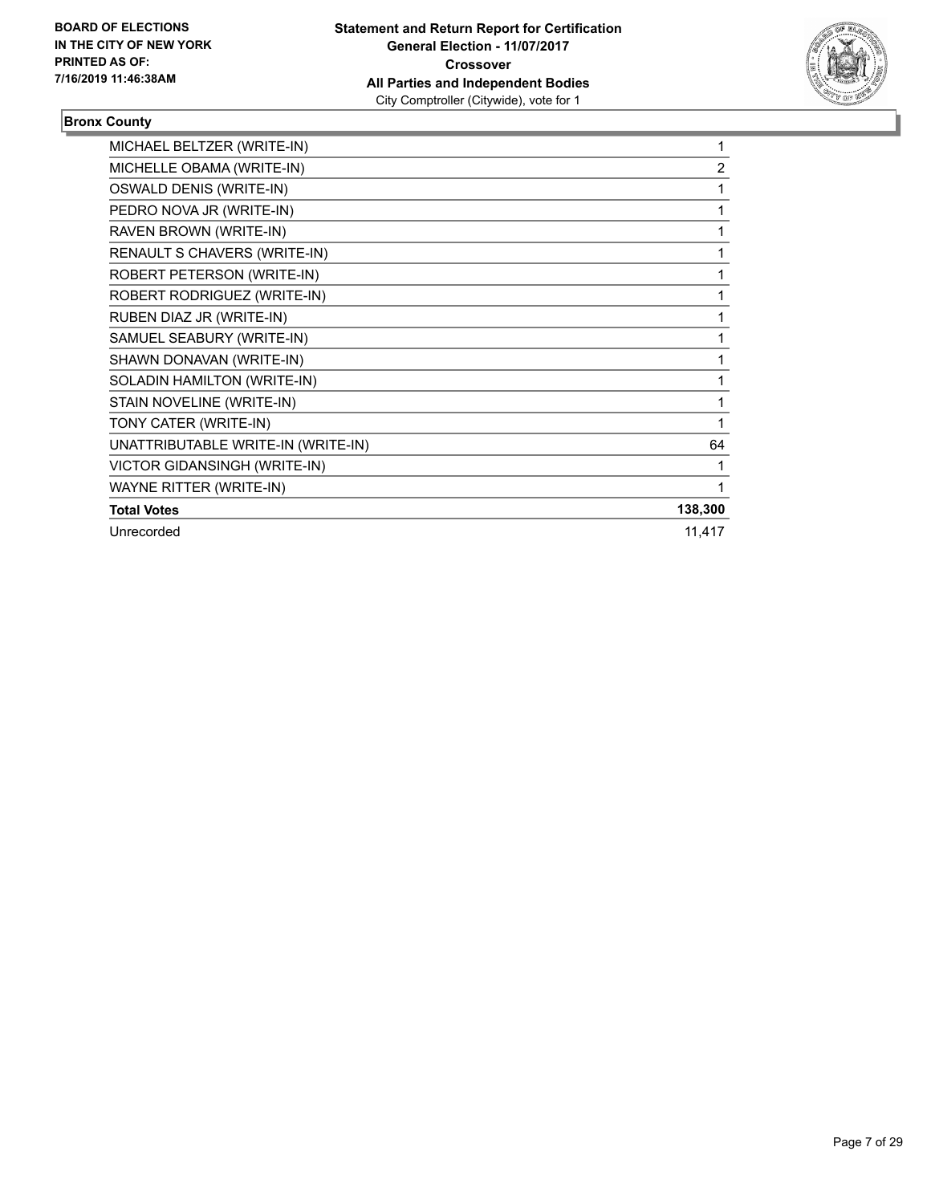BOARD OF ELECTIONS
IN THE CITY OF NEW YORK
PRINTED AS OF:
7/16/2019 11:46:38AM

**Statement and Return Report for Certification**
**General Election - 11/07/2017**
**Crossover**
**All Parties and Independent Bodies**
City Comptroller (Citywide), vote for 1

## Bronx County

| | |
|---|---|
| MICHAEL BELTZER (WRITE-IN) | 1 |
| MICHELLE OBAMA (WRITE-IN) | 2 |
| OSWALD DENIS (WRITE-IN) | 1 |
| PEDRO NOVA JR (WRITE-IN) | 1 |
| RAVEN BROWN (WRITE-IN) | 1 |
| RENAULT S CHAVERS (WRITE-IN) | 1 |
| ROBERT PETERSON (WRITE-IN) | 1 |
| ROBERT RODRIGUEZ (WRITE-IN) | 1 |
| RUBEN DIAZ JR (WRITE-IN) | 1 |
| SAMUEL SEABURY (WRITE-IN) | 1 |
| SHAWN DONAVAN (WRITE-IN) | 1 |
| SOLADIN HAMILTON (WRITE-IN) | 1 |
| STAIN NOVELINE (WRITE-IN) | 1 |
| TONY CATER (WRITE-IN) | 1 |
| UNATTRIBUTABLE WRITE-IN (WRITE-IN) | 64 |
| VICTOR GIDANSINGH (WRITE-IN) | 1 |
| WAYNE RITTER (WRITE-IN) | 1 |
| **Total Votes** | **138,300** |
| Unrecorded | 11,417 |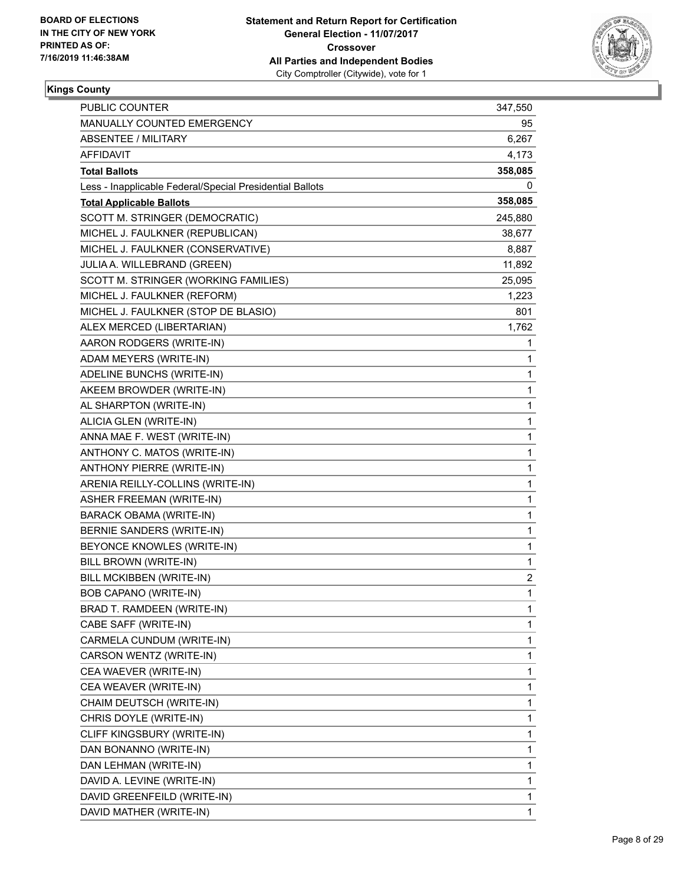**Kings County**

| | |
|---|---|
| PUBLIC COUNTER | 347,550 |
| MANUALLY COUNTED EMERGENCY | 95 |
| ABSENTEE / MILITARY | 6,267 |
| AFFIDAVIT | 4,173 |
| **Total Ballots** | **358,085** |
| Less - Inapplicable Federal/Special Presidential Ballots | 0 |
| **Total Applicable Ballots** | **358,085** |
| SCOTT M. STRINGER (DEMOCRATIC) | 245,880 |
| MICHEL J. FAULKNER (REPUBLICAN) | 38,677 |
| MICHEL J. FAULKNER (CONSERVATIVE) | 8,887 |
| JULIA A. WILLEBRAND (GREEN) | 11,892 |
| SCOTT M. STRINGER (WORKING FAMILIES) | 25,095 |
| MICHEL J. FAULKNER (REFORM) | 1,223 |
| MICHEL J. FAULKNER (STOP DE BLASIO) | 801 |
| ALEX MERCED (LIBERTARIAN) | 1,762 |
| AARON RODGERS (WRITE-IN) | 1 |
| ADAM MEYERS (WRITE-IN) | 1 |
| ADELINE BUNCHS (WRITE-IN) | 1 |
| AKEEM BROWDER (WRITE-IN) | 1 |
| AL SHARPTON (WRITE-IN) | 1 |
| ALICIA GLEN (WRITE-IN) | 1 |
| ANNA MAE F. WEST (WRITE-IN) | 1 |
| ANTHONY C. MATOS (WRITE-IN) | 1 |
| ANTHONY PIERRE (WRITE-IN) | 1 |
| ARENIA REILLY-COLLINS (WRITE-IN) | 1 |
| ASHER FREEMAN (WRITE-IN) | 1 |
| BARACK OBAMA (WRITE-IN) | 1 |
| BERNIE SANDERS (WRITE-IN) | 1 |
| BEYONCE KNOWLES (WRITE-IN) | 1 |
| BILL BROWN (WRITE-IN) | 1 |
| BILL MCKIBBEN (WRITE-IN) | 2 |
| BOB CAPANO (WRITE-IN) | 1 |
| BRAD T. RAMDEEN (WRITE-IN) | 1 |
| CABE SAFF (WRITE-IN) | 1 |
| CARMELA CUNDUM (WRITE-IN) | 1 |
| CARSON WENTZ (WRITE-IN) | 1 |
| CEA WAEVER (WRITE-IN) | 1 |
| CEA WEAVER (WRITE-IN) | 1 |
| CHAIM DEUTSCH (WRITE-IN) | 1 |
| CHRIS DOYLE (WRITE-IN) | 1 |
| CLIFF KINGSBURY (WRITE-IN) | 1 |
| DAN BONANNO (WRITE-IN) | 1 |
| DAN LEHMAN (WRITE-IN) | 1 |
| DAVID A. LEVINE (WRITE-IN) | 1 |
| DAVID GREENFEILD (WRITE-IN) | 1 |
| DAVID MATHER (WRITE-IN) | 1 |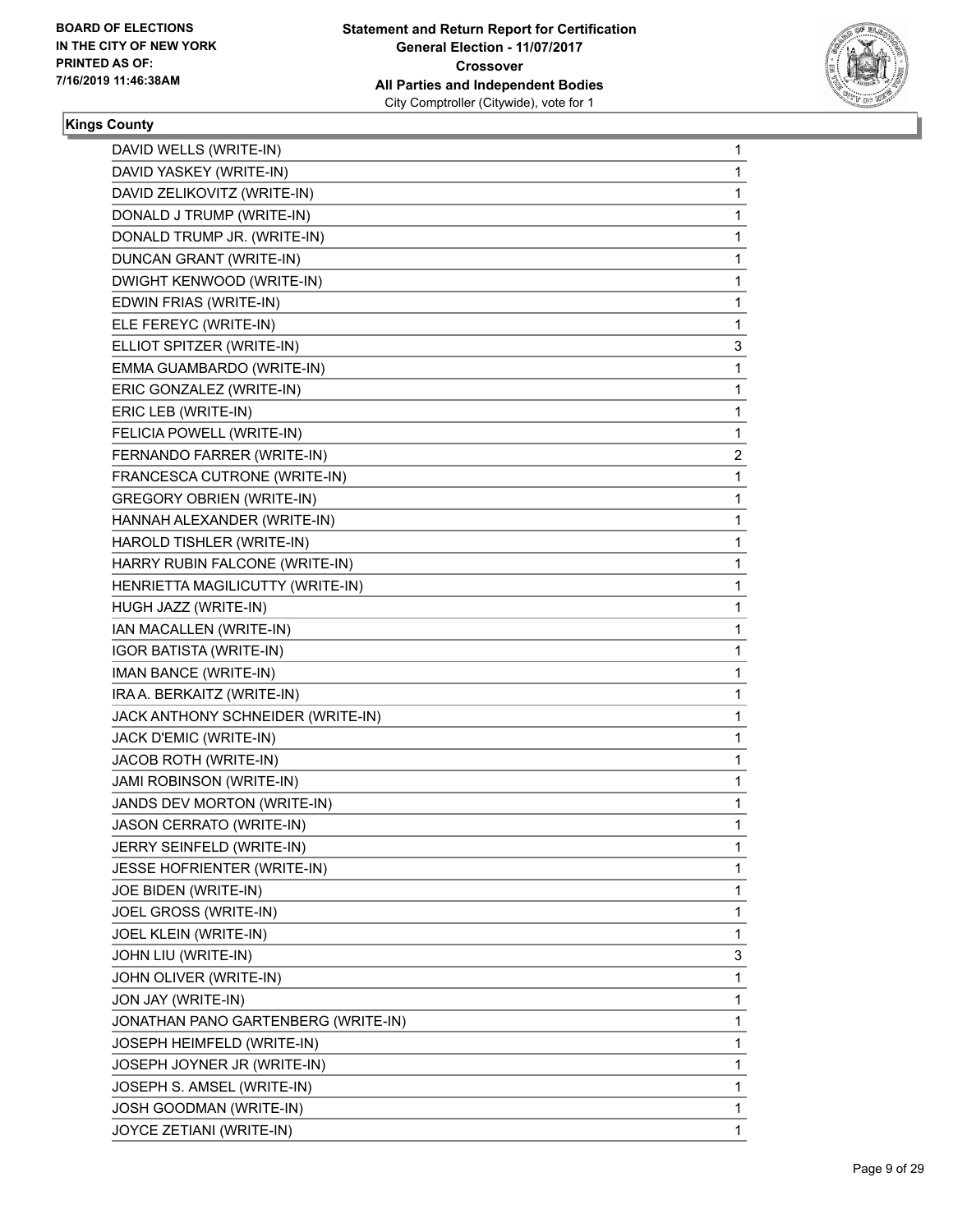**BOARD OF ELECTIONS IN THE CITY OF NEW YORK PRINTED AS OF: 7/16/2019 11:46:38AM**

**Statement and Return Report for Certification General Election - 11/07/2017 Crossover All Parties and Independent Bodies** City Comptroller (Citywide), vote for 1

### Kings County

| | |
|---|---|
| DAVID WELLS (WRITE-IN) | 1 |
| DAVID YASKEY (WRITE-IN) | 1 |
| DAVID ZELIKOVITZ (WRITE-IN) | 1 |
| DONALD J TRUMP (WRITE-IN) | 1 |
| DONALD TRUMP JR. (WRITE-IN) | 1 |
| DUNCAN GRANT (WRITE-IN) | 1 |
| DWIGHT KENWOOD (WRITE-IN) | 1 |
| EDWIN FRIAS (WRITE-IN) | 1 |
| ELE FEREYC (WRITE-IN) | 1 |
| ELLIOT SPITZER (WRITE-IN) | 3 |
| EMMA GUAMBARDO (WRITE-IN) | 1 |
| ERIC GONZALEZ (WRITE-IN) | 1 |
| ERIC LEB (WRITE-IN) | 1 |
| FELICIA POWELL (WRITE-IN) | 1 |
| FERNANDO FARRER (WRITE-IN) | 2 |
| FRANCESCA CUTRONE (WRITE-IN) | 1 |
| GREGORY OBRIEN (WRITE-IN) | 1 |
| HANNAH ALEXANDER (WRITE-IN) | 1 |
| HAROLD TISHLER (WRITE-IN) | 1 |
| HARRY RUBIN FALCONE (WRITE-IN) | 1 |
| HENRIETTA MAGILICUTTY (WRITE-IN) | 1 |
| HUGH JAZZ (WRITE-IN) | 1 |
| IAN MACALLEN (WRITE-IN) | 1 |
| IGOR BATISTA (WRITE-IN) | 1 |
| IMAN BANCE (WRITE-IN) | 1 |
| IRA A. BERKAITZ (WRITE-IN) | 1 |
| JACK ANTHONY SCHNEIDER (WRITE-IN) | 1 |
| JACK D'EMIC (WRITE-IN) | 1 |
| JACOB ROTH (WRITE-IN) | 1 |
| JAMI ROBINSON (WRITE-IN) | 1 |
| JANDS DEV MORTON (WRITE-IN) | 1 |
| JASON CERRATO (WRITE-IN) | 1 |
| JERRY SEINFELD (WRITE-IN) | 1 |
| JESSE HOFRIENTER (WRITE-IN) | 1 |
| JOE BIDEN (WRITE-IN) | 1 |
| JOEL GROSS (WRITE-IN) | 1 |
| JOEL KLEIN (WRITE-IN) | 1 |
| JOHN LIU (WRITE-IN) | 3 |
| JOHN OLIVER (WRITE-IN) | 1 |
| JON JAY (WRITE-IN) | 1 |
| JONATHAN PANO GARTENBERG (WRITE-IN) | 1 |
| JOSEPH HEIMFELD (WRITE-IN) | 1 |
| JOSEPH JOYNER JR (WRITE-IN) | 1 |
| JOSEPH S. AMSEL (WRITE-IN) | 1 |
| JOSH GOODMAN (WRITE-IN) | 1 |
| JOYCE ZETIANI (WRITE-IN) | 1 |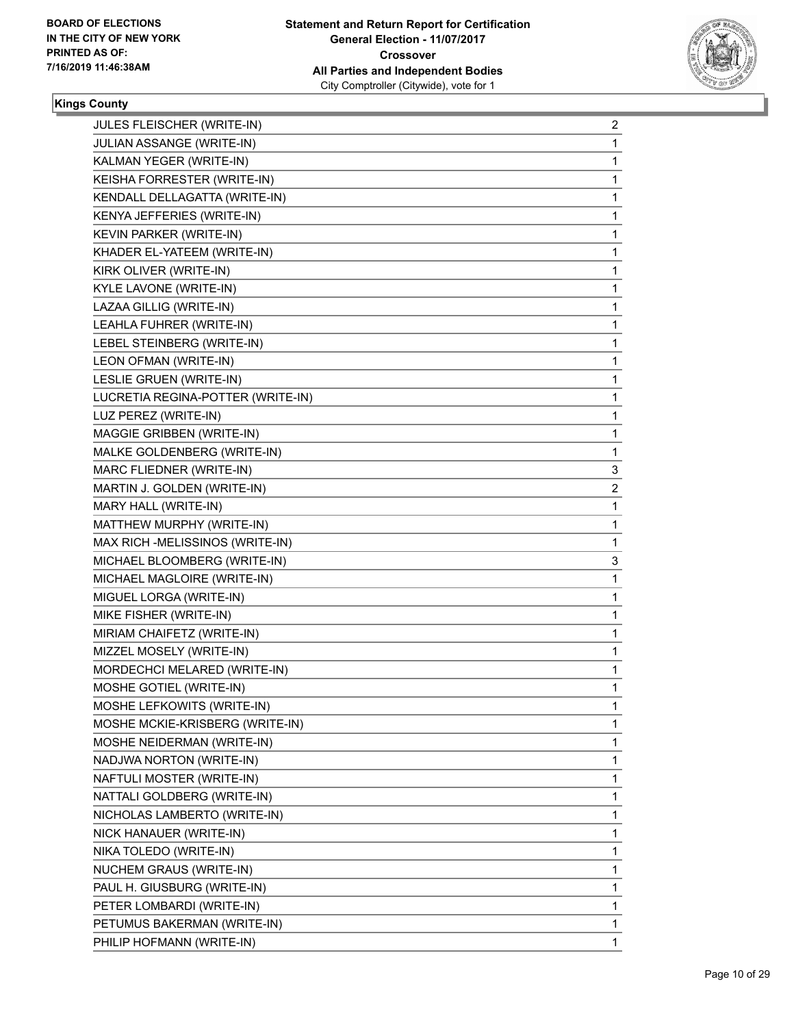**BOARD OF ELECTIONS IN THE CITY OF NEW YORK PRINTED AS OF: 7/16/2019 11:46:38AM**

**Statement and Return Report for Certification General Election - 11/07/2017 Crossover All Parties and Independent Bodies**
City Comptroller (Citywide), vote for 1

**Kings County**

| | |
|---|---|
| JULES FLEISCHER (WRITE-IN) | 2 |
| JULIAN ASSANGE (WRITE-IN) | 1 |
| KALMAN YEGER (WRITE-IN) | 1 |
| KEISHA FORRESTER (WRITE-IN) | 1 |
| KENDALL DELLAGATTA (WRITE-IN) | 1 |
| KENYA JEFFERIES (WRITE-IN) | 1 |
| KEVIN PARKER (WRITE-IN) | 1 |
| KHADER EL-YATEEM (WRITE-IN) | 1 |
| KIRK OLIVER (WRITE-IN) | 1 |
| KYLE LAVONE (WRITE-IN) | 1 |
| LAZAA GILLIG (WRITE-IN) | 1 |
| LEAHLA FUHRER (WRITE-IN) | 1 |
| LEBEL STEINBERG (WRITE-IN) | 1 |
| LEON OFMAN (WRITE-IN) | 1 |
| LESLIE GRUEN (WRITE-IN) | 1 |
| LUCRETIA REGINA-POTTER (WRITE-IN) | 1 |
| LUZ PEREZ (WRITE-IN) | 1 |
| MAGGIE GRIBBEN (WRITE-IN) | 1 |
| MALKE GOLDENBERG (WRITE-IN) | 1 |
| MARC FLIEDNER (WRITE-IN) | 3 |
| MARTIN J. GOLDEN (WRITE-IN) | 2 |
| MARY HALL (WRITE-IN) | 1 |
| MATTHEW MURPHY (WRITE-IN) | 1 |
| MAX RICH -MELISSINOS (WRITE-IN) | 1 |
| MICHAEL BLOOMBERG (WRITE-IN) | 3 |
| MICHAEL MAGLOIRE (WRITE-IN) | 1 |
| MIGUEL LORGA (WRITE-IN) | 1 |
| MIKE FISHER (WRITE-IN) | 1 |
| MIRIAM CHAIFETZ (WRITE-IN) | 1 |
| MIZZEL MOSELY (WRITE-IN) | 1 |
| MORDECHCI MELARED (WRITE-IN) | 1 |
| MOSHE GOTIEL (WRITE-IN) | 1 |
| MOSHE LEFKOWITS (WRITE-IN) | 1 |
| MOSHE MCKIE-KRISBERG (WRITE-IN) | 1 |
| MOSHE NEIDERMAN (WRITE-IN) | 1 |
| NADJWA NORTON (WRITE-IN) | 1 |
| NAFTULI MOSTER (WRITE-IN) | 1 |
| NATTALI GOLDBERG (WRITE-IN) | 1 |
| NICHOLAS LAMBERTO (WRITE-IN) | 1 |
| NICK HANAUER (WRITE-IN) | 1 |
| NIKA TOLEDO (WRITE-IN) | 1 |
| NUCHEM GRAUS (WRITE-IN) | 1 |
| PAUL H. GIUSBURG (WRITE-IN) | 1 |
| PETER LOMBARDI (WRITE-IN) | 1 |
| PETUMUS BAKERMAN (WRITE-IN) | 1 |
| PHILIP HOFMANN (WRITE-IN) | 1 |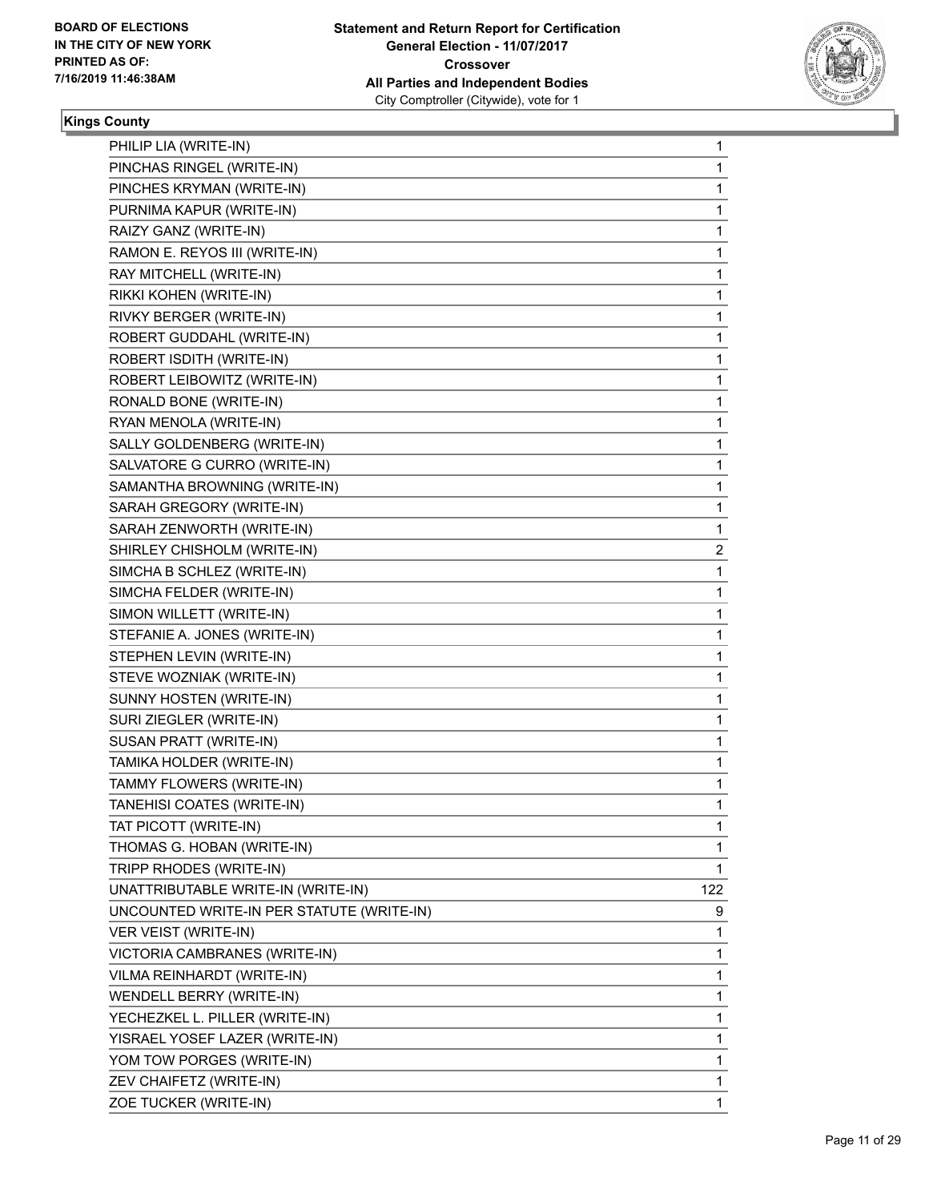BOARD OF ELECTIONS
IN THE CITY OF NEW YORK
PRINTED AS OF:
7/16/2019 11:46:38AM

**Statement and Return Report for Certification**
**General Election - 11/07/2017**
**Crossover**
**All Parties and Independent Bodies**
City Comptroller (Citywide), vote for 1

**Kings County**

| | |
|---|---|
| PHILIP LIA (WRITE-IN) | 1 |
| PINCHAS RINGEL (WRITE-IN) | 1 |
| PINCHES KRYMAN (WRITE-IN) | 1 |
| PURNIMA KAPUR (WRITE-IN) | 1 |
| RAIZY GANZ (WRITE-IN) | 1 |
| RAMON E. REYOS III (WRITE-IN) | 1 |
| RAY MITCHELL (WRITE-IN) | 1 |
| RIKKI KOHEN (WRITE-IN) | 1 |
| RIVKY BERGER (WRITE-IN) | 1 |
| ROBERT GUDDAHL (WRITE-IN) | 1 |
| ROBERT ISDITH (WRITE-IN) | 1 |
| ROBERT LEIBOWITZ (WRITE-IN) | 1 |
| RONALD BONE (WRITE-IN) | 1 |
| RYAN MENOLA (WRITE-IN) | 1 |
| SALLY GOLDENBERG (WRITE-IN) | 1 |
| SALVATORE G CURRO (WRITE-IN) | 1 |
| SAMANTHA BROWNING (WRITE-IN) | 1 |
| SARAH GREGORY (WRITE-IN) | 1 |
| SARAH ZENWORTH (WRITE-IN) | 1 |
| SHIRLEY CHISHOLM (WRITE-IN) | 2 |
| SIMCHA B SCHLEZ (WRITE-IN) | 1 |
| SIMCHA FELDER (WRITE-IN) | 1 |
| SIMON WILLETT (WRITE-IN) | 1 |
| STEFANIE A. JONES (WRITE-IN) | 1 |
| STEPHEN LEVIN (WRITE-IN) | 1 |
| STEVE WOZNIAK (WRITE-IN) | 1 |
| SUNNY HOSTEN (WRITE-IN) | 1 |
| SURI ZIEGLER (WRITE-IN) | 1 |
| SUSAN PRATT (WRITE-IN) | 1 |
| TAMIKA HOLDER (WRITE-IN) | 1 |
| TAMMY FLOWERS (WRITE-IN) | 1 |
| TANEHISI COATES (WRITE-IN) | 1 |
| TAT PICOTT (WRITE-IN) | 1 |
| THOMAS G. HOBAN (WRITE-IN) | 1 |
| TRIPP RHODES (WRITE-IN) | 1 |
| UNATTRIBUTABLE WRITE-IN (WRITE-IN) | 122 |
| UNCOUNTED WRITE-IN PER STATUTE (WRITE-IN) | 9 |
| VER VEIST (WRITE-IN) | 1 |
| VICTORIA CAMBRANES (WRITE-IN) | 1 |
| VILMA REINHARDT (WRITE-IN) | 1 |
| WENDELL BERRY (WRITE-IN) | 1 |
| YECHEZKEL L. PILLER (WRITE-IN) | 1 |
| YISRAEL YOSEF LAZER (WRITE-IN) | 1 |
| YOM TOW PORGES (WRITE-IN) | 1 |
| ZEV CHAIFETZ (WRITE-IN) | 1 |
| ZOE TUCKER (WRITE-IN) | 1 |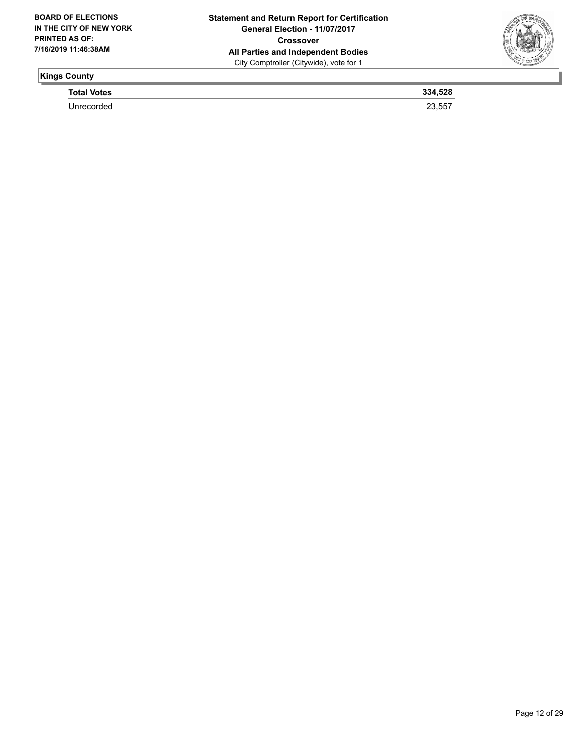**BOARD OF ELECTIONS IN THE CITY OF NEW YORK PRINTED AS OF: 7/16/2019 11:46:38AM**

**Statement and Return Report for Certification**
**General Election - 11/07/2017**
**Crossover**
**All Parties and Independent Bodies**
City Comptroller (Citywide), vote for 1

## Kings County

| **Total Votes** | **334,528** |
|---|---|
| Unrecorded | 23,557 |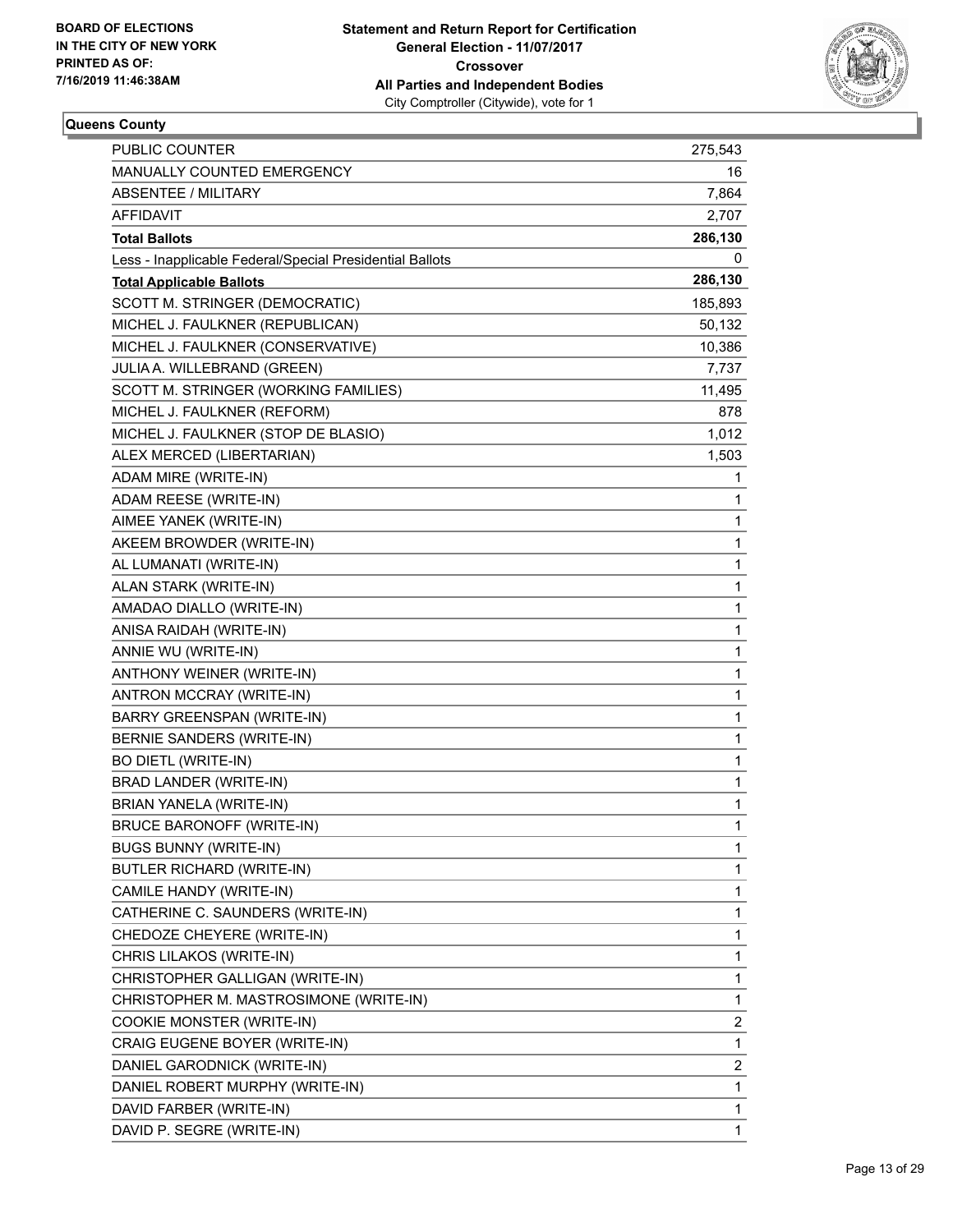**BOARD OF ELECTIONS IN THE CITY OF NEW YORK PRINTED AS OF: 7/16/2019 11:46:38AM**

**Statement and Return Report for Certification General Election - 11/07/2017 Crossover All Parties and Independent Bodies**
City Comptroller (Citywide), vote for 1

## Queens County

| | |
|---|---|
| PUBLIC COUNTER | 275,543 |
| MANUALLY COUNTED EMERGENCY | 16 |
| ABSENTEE / MILITARY | 7,864 |
| AFFIDAVIT | 2,707 |
| **Total Ballots** | **286,130** |
| Less - Inapplicable Federal/Special Presidential Ballots | 0 |
| **Total Applicable Ballots** | **286,130** |
| SCOTT M. STRINGER (DEMOCRATIC) | 185,893 |
| MICHEL J. FAULKNER (REPUBLICAN) | 50,132 |
| MICHEL J. FAULKNER (CONSERVATIVE) | 10,386 |
| JULIA A. WILLEBRAND (GREEN) | 7,737 |
| SCOTT M. STRINGER (WORKING FAMILIES) | 11,495 |
| MICHEL J. FAULKNER (REFORM) | 878 |
| MICHEL J. FAULKNER (STOP DE BLASIO) | 1,012 |
| ALEX MERCED (LIBERTARIAN) | 1,503 |
| ADAM MIRE (WRITE-IN) | 1 |
| ADAM REESE (WRITE-IN) | 1 |
| AIMEE YANEK (WRITE-IN) | 1 |
| AKEEM BROWDER (WRITE-IN) | 1 |
| AL LUMANATI (WRITE-IN) | 1 |
| ALAN STARK (WRITE-IN) | 1 |
| AMADAO DIALLO (WRITE-IN) | 1 |
| ANISA RAIDAH (WRITE-IN) | 1 |
| ANNIE WU (WRITE-IN) | 1 |
| ANTHONY WEINER (WRITE-IN) | 1 |
| ANTRON MCCRAY (WRITE-IN) | 1 |
| BARRY GREENSPAN (WRITE-IN) | 1 |
| BERNIE SANDERS (WRITE-IN) | 1 |
| BO DIETL (WRITE-IN) | 1 |
| BRAD LANDER (WRITE-IN) | 1 |
| BRIAN YANELA (WRITE-IN) | 1 |
| BRUCE BARONOFF (WRITE-IN) | 1 |
| BUGS BUNNY (WRITE-IN) | 1 |
| BUTLER RICHARD (WRITE-IN) | 1 |
| CAMILE HANDY (WRITE-IN) | 1 |
| CATHERINE C. SAUNDERS (WRITE-IN) | 1 |
| CHEDOZE CHEYERE (WRITE-IN) | 1 |
| CHRIS LILAKOS (WRITE-IN) | 1 |
| CHRISTOPHER GALLIGAN (WRITE-IN) | 1 |
| CHRISTOPHER M. MASTROSIMONE (WRITE-IN) | 1 |
| COOKIE MONSTER (WRITE-IN) | 2 |
| CRAIG EUGENE BOYER (WRITE-IN) | 1 |
| DANIEL GARODNICK (WRITE-IN) | 2 |
| DANIEL ROBERT MURPHY (WRITE-IN) | 1 |
| DAVID FARBER (WRITE-IN) | 1 |
| DAVID P. SEGRE (WRITE-IN) | 1 |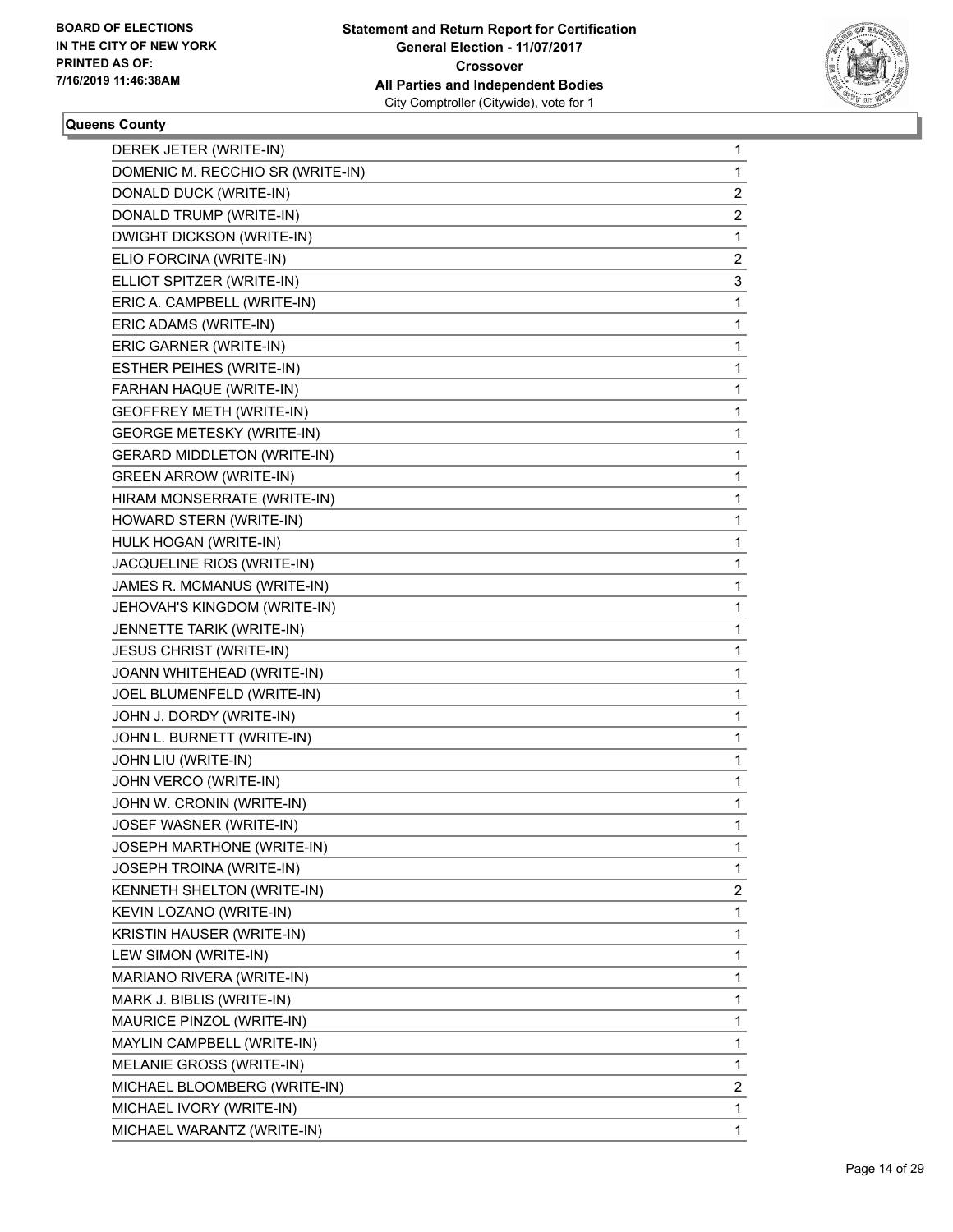**BOARD OF ELECTIONS IN THE CITY OF NEW YORK PRINTED AS OF: 7/16/2019 11:46:38AM**

**Statement and Return Report for Certification General Election - 11/07/2017 Crossover All Parties and Independent Bodies** City Comptroller (Citywide), vote for 1

**Queens County**

| | |
|---|---|
| DEREK JETER (WRITE-IN) | 1 |
| DOMENIC M. RECCHIO SR (WRITE-IN) | 1 |
| DONALD DUCK (WRITE-IN) | 2 |
| DONALD TRUMP (WRITE-IN) | 2 |
| DWIGHT DICKSON (WRITE-IN) | 1 |
| ELIO FORCINA (WRITE-IN) | 2 |
| ELLIOT SPITZER (WRITE-IN) | 3 |
| ERIC A. CAMPBELL (WRITE-IN) | 1 |
| ERIC ADAMS (WRITE-IN) | 1 |
| ERIC GARNER (WRITE-IN) | 1 |
| ESTHER PEIHES (WRITE-IN) | 1 |
| FARHAN HAQUE (WRITE-IN) | 1 |
| GEOFFREY METH (WRITE-IN) | 1 |
| GEORGE METESKY (WRITE-IN) | 1 |
| GERARD MIDDLETON (WRITE-IN) | 1 |
| GREEN ARROW (WRITE-IN) | 1 |
| HIRAM MONSERRATE (WRITE-IN) | 1 |
| HOWARD STERN (WRITE-IN) | 1 |
| HULK HOGAN (WRITE-IN) | 1 |
| JACQUELINE RIOS (WRITE-IN) | 1 |
| JAMES R. MCMANUS (WRITE-IN) | 1 |
| JEHOVAH'S KINGDOM (WRITE-IN) | 1 |
| JENNETTE TARIK (WRITE-IN) | 1 |
| JESUS CHRIST (WRITE-IN) | 1 |
| JOANN WHITEHEAD (WRITE-IN) | 1 |
| JOEL BLUMENFELD (WRITE-IN) | 1 |
| JOHN J. DORDY (WRITE-IN) | 1 |
| JOHN L. BURNETT (WRITE-IN) | 1 |
| JOHN LIU (WRITE-IN) | 1 |
| JOHN VERCO (WRITE-IN) | 1 |
| JOHN W. CRONIN (WRITE-IN) | 1 |
| JOSEF WASNER (WRITE-IN) | 1 |
| JOSEPH MARTHONE (WRITE-IN) | 1 |
| JOSEPH TROINA (WRITE-IN) | 1 |
| KENNETH SHELTON (WRITE-IN) | 2 |
| KEVIN LOZANO (WRITE-IN) | 1 |
| KRISTIN HAUSER (WRITE-IN) | 1 |
| LEW SIMON (WRITE-IN) | 1 |
| MARIANO RIVERA (WRITE-IN) | 1 |
| MARK J. BIBLIS (WRITE-IN) | 1 |
| MAURICE PINZOL (WRITE-IN) | 1 |
| MAYLIN CAMPBELL (WRITE-IN) | 1 |
| MELANIE GROSS (WRITE-IN) | 1 |
| MICHAEL BLOOMBERG (WRITE-IN) | 2 |
| MICHAEL IVORY (WRITE-IN) | 1 |
| MICHAEL WARANTZ (WRITE-IN) | 1 |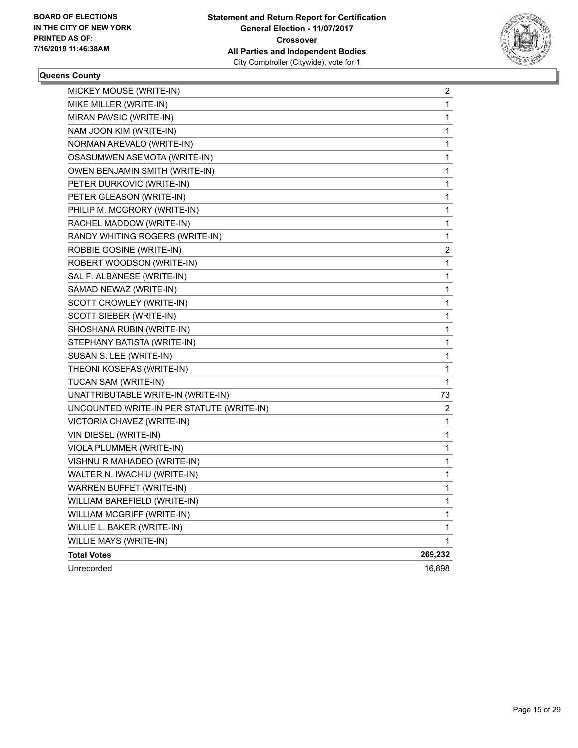**BOARD OF ELECTIONS IN THE CITY OF NEW YORK PRINTED AS OF: 7/16/2019 11:46:38AM**

**Statement and Return Report for Certification General Election - 11/07/2017 Crossover All Parties and Independent Bodies**
City Comptroller (Citywide), vote for 1

**Queens County**

| Candidate | Votes |
|---|---|
| MICKEY MOUSE (WRITE-IN) | 2 |
| MIKE MILLER (WRITE-IN) | 1 |
| MIRAN PAVSIC (WRITE-IN) | 1 |
| NAM JOON KIM (WRITE-IN) | 1 |
| NORMAN AREVALO (WRITE-IN) | 1 |
| OSASUMWEN ASEMOTA (WRITE-IN) | 1 |
| OWEN BENJAMIN SMITH (WRITE-IN) | 1 |
| PETER DURKOVIC (WRITE-IN) | 1 |
| PETER GLEASON (WRITE-IN) | 1 |
| PHILIP M. MCGRORY (WRITE-IN) | 1 |
| RACHEL MADDOW (WRITE-IN) | 1 |
| RANDY WHITING ROGERS (WRITE-IN) | 1 |
| ROBBIE GOSINE (WRITE-IN) | 2 |
| ROBERT WOODSON (WRITE-IN) | 1 |
| SAL F. ALBANESE (WRITE-IN) | 1 |
| SAMAD NEWAZ (WRITE-IN) | 1 |
| SCOTT CROWLEY (WRITE-IN) | 1 |
| SCOTT SIEBER (WRITE-IN) | 1 |
| SHOSHANA RUBIN (WRITE-IN) | 1 |
| STEPHANY BATISTA (WRITE-IN) | 1 |
| SUSAN S. LEE (WRITE-IN) | 1 |
| THEONI KOSEFAS (WRITE-IN) | 1 |
| TUCAN SAM (WRITE-IN) | 1 |
| UNATTRIBUTABLE WRITE-IN (WRITE-IN) | 73 |
| UNCOUNTED WRITE-IN PER STATUTE (WRITE-IN) | 2 |
| VICTORIA CHAVEZ (WRITE-IN) | 1 |
| VIN DIESEL (WRITE-IN) | 1 |
| VIOLA PLUMMER (WRITE-IN) | 1 |
| VISHNU R MAHADEO (WRITE-IN) | 1 |
| WALTER N. IWACHIU (WRITE-IN) | 1 |
| WARREN BUFFET (WRITE-IN) | 1 |
| WILLIAM BAREFIELD (WRITE-IN) | 1 |
| WILLIAM MCGRIFF (WRITE-IN) | 1 |
| WILLIE L. BAKER (WRITE-IN) | 1 |
| WILLIE MAYS (WRITE-IN) | 1 |
| **Total Votes** | **269,232** |
| Unrecorded | 16,898 |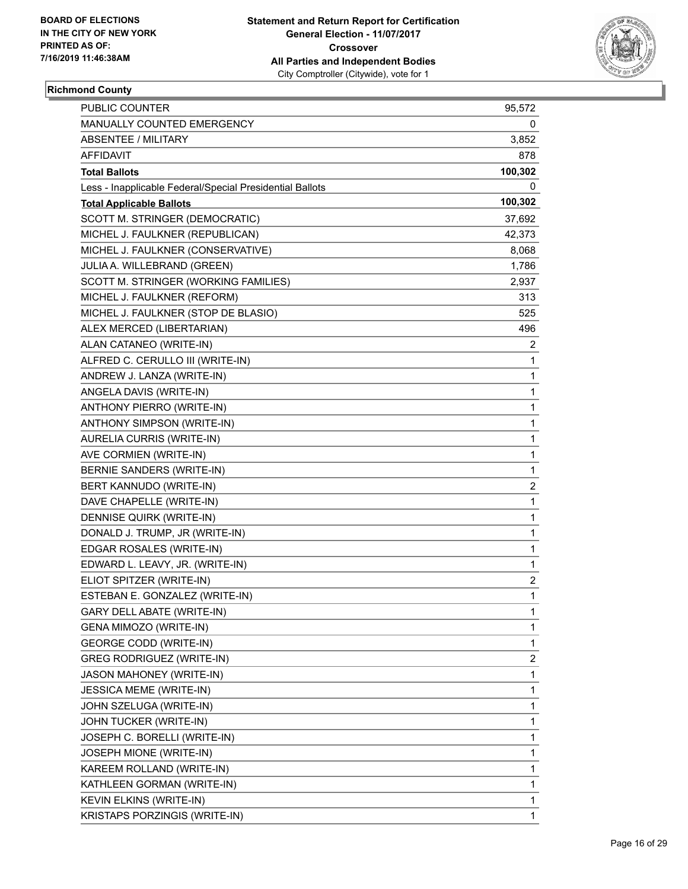BOARD OF ELECTIONS
IN THE CITY OF NEW YORK
PRINTED AS OF:
7/16/2019 11:46:38AM

**Statement and Return Report for Certification**
**General Election - 11/07/2017**
**Crossover**
**All Parties and Independent Bodies**
City Comptroller (Citywide), vote for 1

## Richmond County

| | |
|---|---|
| PUBLIC COUNTER | 95,572 |
| MANUALLY COUNTED EMERGENCY | 0 |
| ABSENTEE / MILITARY | 3,852 |
| AFFIDAVIT | 878 |
| **Total Ballots** | **100,302** |
| Less - Inapplicable Federal/Special Presidential Ballots | 0 |
| **Total Applicable Ballots** | **100,302** |
| SCOTT M. STRINGER (DEMOCRATIC) | 37,692 |
| MICHEL J. FAULKNER (REPUBLICAN) | 42,373 |
| MICHEL J. FAULKNER (CONSERVATIVE) | 8,068 |
| JULIA A. WILLEBRAND (GREEN) | 1,786 |
| SCOTT M. STRINGER (WORKING FAMILIES) | 2,937 |
| MICHEL J. FAULKNER (REFORM) | 313 |
| MICHEL J. FAULKNER (STOP DE BLASIO) | 525 |
| ALEX MERCED (LIBERTARIAN) | 496 |
| ALAN CATANEO (WRITE-IN) | 2 |
| ALFRED C. CERULLO III (WRITE-IN) | 1 |
| ANDREW J. LANZA (WRITE-IN) | 1 |
| ANGELA DAVIS (WRITE-IN) | 1 |
| ANTHONY PIERRO (WRITE-IN) | 1 |
| ANTHONY SIMPSON (WRITE-IN) | 1 |
| AURELIA CURRIS (WRITE-IN) | 1 |
| AVE CORMIEN (WRITE-IN) | 1 |
| BERNIE SANDERS (WRITE-IN) | 1 |
| BERT KANNUDO (WRITE-IN) | 2 |
| DAVE CHAPELLE (WRITE-IN) | 1 |
| DENNISE QUIRK (WRITE-IN) | 1 |
| DONALD J. TRUMP, JR (WRITE-IN) | 1 |
| EDGAR ROSALES (WRITE-IN) | 1 |
| EDWARD L. LEAVY, JR. (WRITE-IN) | 1 |
| ELIOT SPITZER (WRITE-IN) | 2 |
| ESTEBAN E. GONZALEZ (WRITE-IN) | 1 |
| GARY DELL ABATE (WRITE-IN) | 1 |
| GENA MIMOZO (WRITE-IN) | 1 |
| GEORGE CODD (WRITE-IN) | 1 |
| GREG RODRIGUEZ (WRITE-IN) | 2 |
| JASON MAHONEY (WRITE-IN) | 1 |
| JESSICA MEME (WRITE-IN) | 1 |
| JOHN SZELUGA (WRITE-IN) | 1 |
| JOHN TUCKER (WRITE-IN) | 1 |
| JOSEPH C. BORELLI (WRITE-IN) | 1 |
| JOSEPH MIONE (WRITE-IN) | 1 |
| KAREEM ROLLAND (WRITE-IN) | 1 |
| KATHLEEN GORMAN (WRITE-IN) | 1 |
| KEVIN ELKINS (WRITE-IN) | 1 |
| KRISTAPS PORZINGIS (WRITE-IN) | 1 |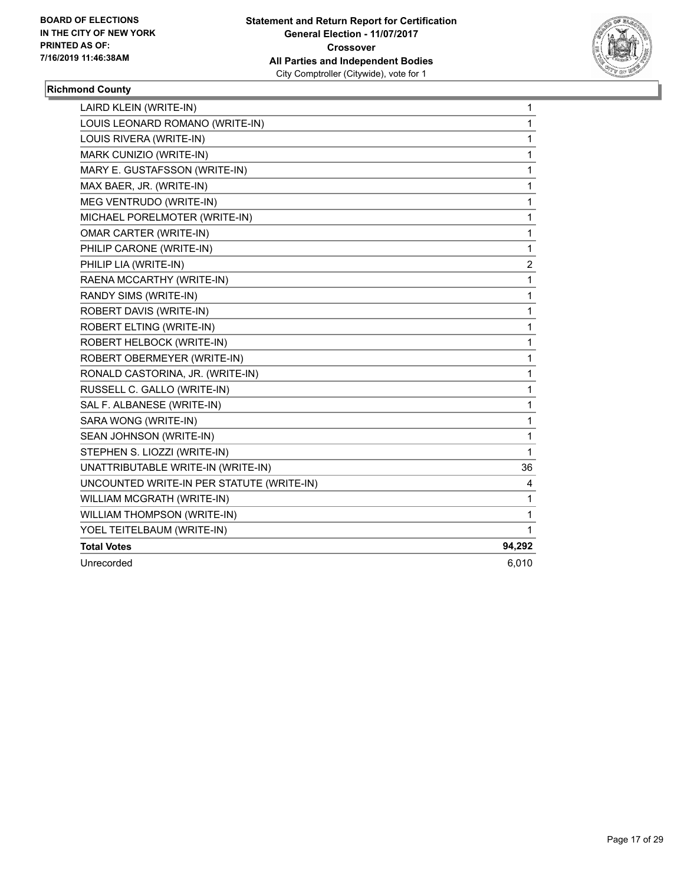BOARD OF ELECTIONS
IN THE CITY OF NEW YORK
PRINTED AS OF:
7/16/2019 11:46:38AM

**Statement and Return Report for Certification**
**General Election - 11/07/2017**
**Crossover**
**All Parties and Independent Bodies**
City Comptroller (Citywide), vote for 1

### Richmond County

| | |
|---|---|
| LAIRD KLEIN (WRITE-IN) | 1 |
| LOUIS LEONARD ROMANO (WRITE-IN) | 1 |
| LOUIS RIVERA (WRITE-IN) | 1 |
| MARK CUNIZIO (WRITE-IN) | 1 |
| MARY E. GUSTAFSSON (WRITE-IN) | 1 |
| MAX BAER, JR. (WRITE-IN) | 1 |
| MEG VENTRUDO (WRITE-IN) | 1 |
| MICHAEL PORELMOTER (WRITE-IN) | 1 |
| OMAR CARTER (WRITE-IN) | 1 |
| PHILIP CARONE (WRITE-IN) | 1 |
| PHILIP LIA (WRITE-IN) | 2 |
| RAENA MCCARTHY (WRITE-IN) | 1 |
| RANDY SIMS (WRITE-IN) | 1 |
| ROBERT DAVIS (WRITE-IN) | 1 |
| ROBERT ELTING (WRITE-IN) | 1 |
| ROBERT HELBOCK (WRITE-IN) | 1 |
| ROBERT OBERMEYER (WRITE-IN) | 1 |
| RONALD CASTORINA, JR. (WRITE-IN) | 1 |
| RUSSELL C. GALLO (WRITE-IN) | 1 |
| SAL F. ALBANESE (WRITE-IN) | 1 |
| SARA WONG (WRITE-IN) | 1 |
| SEAN JOHNSON (WRITE-IN) | 1 |
| STEPHEN S. LIOZZI (WRITE-IN) | 1 |
| UNATTRIBUTABLE WRITE-IN (WRITE-IN) | 36 |
| UNCOUNTED WRITE-IN PER STATUTE (WRITE-IN) | 4 |
| WILLIAM MCGRATH (WRITE-IN) | 1 |
| WILLIAM THOMPSON (WRITE-IN) | 1 |
| YOEL TEITELBAUM (WRITE-IN) | 1 |
| **Total Votes** | **94,292** |
| Unrecorded | 6,010 |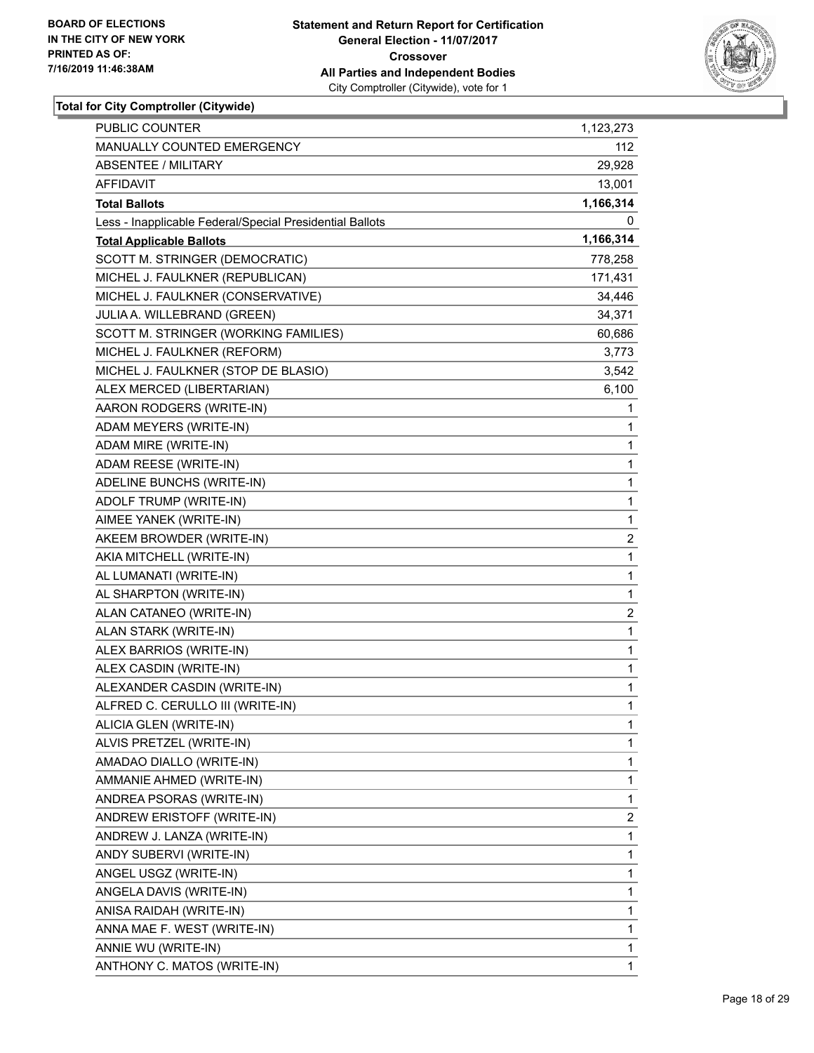**Statement and Return Report for Certification**
**General Election - 11/07/2017**
**Crossover**
**All Parties and Independent Bodies**
City Comptroller (Citywide), vote for 1

BOARD OF ELECTIONS
IN THE CITY OF NEW YORK
PRINTED AS OF:
7/16/2019 11:46:38AM

**Total for City Comptroller (Citywide)**

| | |
|---|---|
| PUBLIC COUNTER | 1,123,273 |
| MANUALLY COUNTED EMERGENCY | 112 |
| ABSENTEE / MILITARY | 29,928 |
| AFFIDAVIT | 13,001 |
| **Total Ballots** | **1,166,314** |
| Less - Inapplicable Federal/Special Presidential Ballots | 0 |
| **Total Applicable Ballots** | **1,166,314** |
| SCOTT M. STRINGER (DEMOCRATIC) | 778,258 |
| MICHEL J. FAULKNER (REPUBLICAN) | 171,431 |
| MICHEL J. FAULKNER (CONSERVATIVE) | 34,446 |
| JULIA A. WILLEBRAND (GREEN) | 34,371 |
| SCOTT M. STRINGER (WORKING FAMILIES) | 60,686 |
| MICHEL J. FAULKNER (REFORM) | 3,773 |
| MICHEL J. FAULKNER (STOP DE BLASIO) | 3,542 |
| ALEX MERCED (LIBERTARIAN) | 6,100 |
| AARON RODGERS (WRITE-IN) | 1 |
| ADAM MEYERS (WRITE-IN) | 1 |
| ADAM MIRE (WRITE-IN) | 1 |
| ADAM REESE (WRITE-IN) | 1 |
| ADELINE BUNCHS (WRITE-IN) | 1 |
| ADOLF TRUMP (WRITE-IN) | 1 |
| AIMEE YANEK (WRITE-IN) | 1 |
| AKEEM BROWDER (WRITE-IN) | 2 |
| AKIA MITCHELL (WRITE-IN) | 1 |
| AL LUMANATI (WRITE-IN) | 1 |
| AL SHARPTON (WRITE-IN) | 1 |
| ALAN CATANEO (WRITE-IN) | 2 |
| ALAN STARK (WRITE-IN) | 1 |
| ALEX BARRIOS (WRITE-IN) | 1 |
| ALEX CASDIN (WRITE-IN) | 1 |
| ALEXANDER CASDIN (WRITE-IN) | 1 |
| ALFRED C. CERULLO III (WRITE-IN) | 1 |
| ALICIA GLEN (WRITE-IN) | 1 |
| ALVIS PRETZEL (WRITE-IN) | 1 |
| AMADAO DIALLO (WRITE-IN) | 1 |
| AMMANIE AHMED (WRITE-IN) | 1 |
| ANDREA PSORAS (WRITE-IN) | 1 |
| ANDREW ERISTOFF (WRITE-IN) | 2 |
| ANDREW J. LANZA (WRITE-IN) | 1 |
| ANDY SUBERVI (WRITE-IN) | 1 |
| ANGEL USGZ (WRITE-IN) | 1 |
| ANGELA DAVIS (WRITE-IN) | 1 |
| ANISA RAIDAH (WRITE-IN) | 1 |
| ANNA MAE F. WEST (WRITE-IN) | 1 |
| ANNIE WU (WRITE-IN) | 1 |
| ANTHONY C. MATOS (WRITE-IN) | 1 |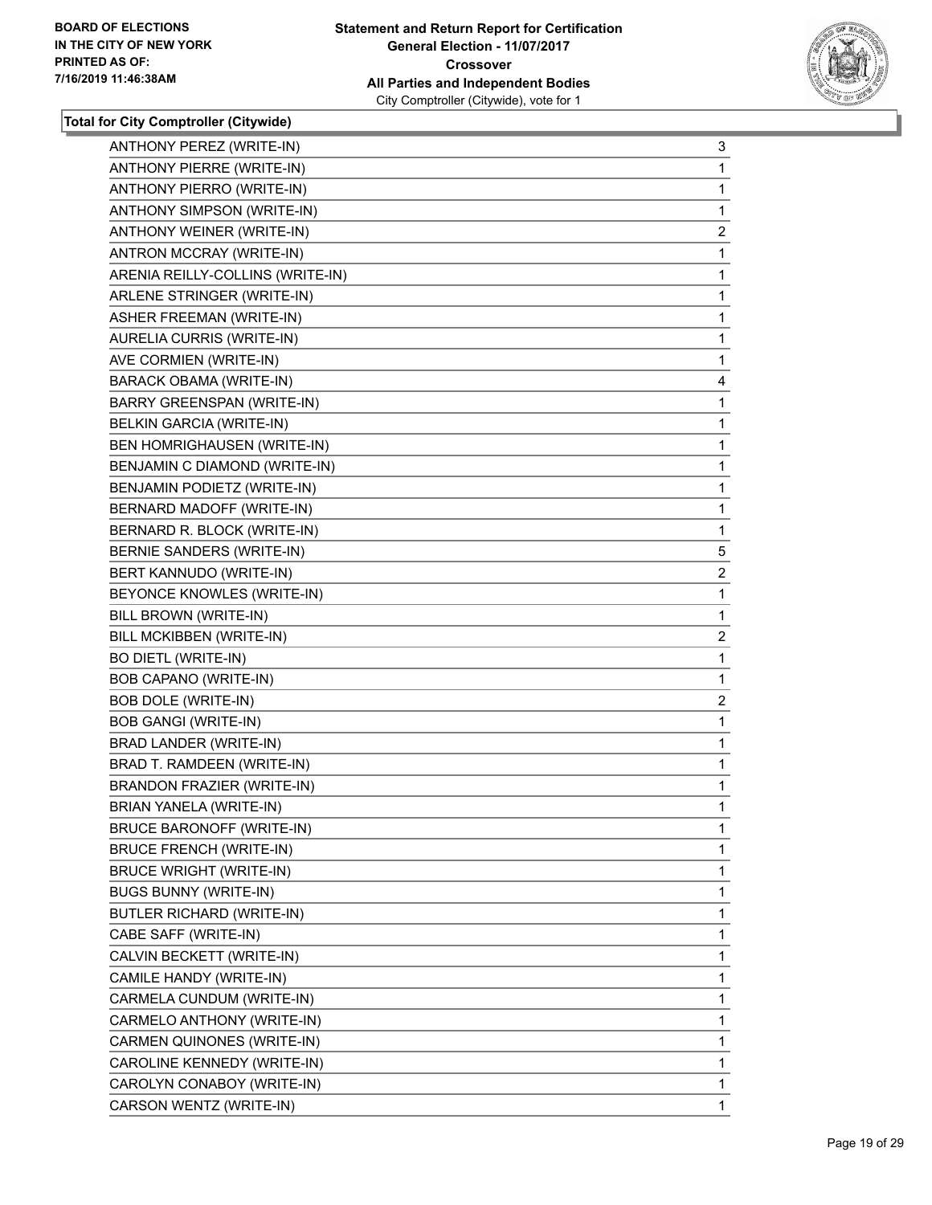**Total for City Comptroller (Citywide)**

| | |
|---|---|
| ANTHONY PEREZ (WRITE-IN) | 3 |
| ANTHONY PIERRE (WRITE-IN) | 1 |
| ANTHONY PIERRO (WRITE-IN) | 1 |
| ANTHONY SIMPSON (WRITE-IN) | 1 |
| ANTHONY WEINER (WRITE-IN) | 2 |
| ANTRON MCCRAY (WRITE-IN) | 1 |
| ARENIA REILLY-COLLINS (WRITE-IN) | 1 |
| ARLENE STRINGER (WRITE-IN) | 1 |
| ASHER FREEMAN (WRITE-IN) | 1 |
| AURELIA CURRIS (WRITE-IN) | 1 |
| AVE CORMIEN (WRITE-IN) | 1 |
| BARACK OBAMA (WRITE-IN) | 4 |
| BARRY GREENSPAN (WRITE-IN) | 1 |
| BELKIN GARCIA (WRITE-IN) | 1 |
| BEN HOMRIGHAUSEN (WRITE-IN) | 1 |
| BENJAMIN C DIAMOND (WRITE-IN) | 1 |
| BENJAMIN PODIETZ (WRITE-IN) | 1 |
| BERNARD MADOFF (WRITE-IN) | 1 |
| BERNARD R. BLOCK (WRITE-IN) | 1 |
| BERNIE SANDERS (WRITE-IN) | 5 |
| BERT KANNUDO (WRITE-IN) | 2 |
| BEYONCE KNOWLES (WRITE-IN) | 1 |
| BILL BROWN (WRITE-IN) | 1 |
| BILL MCKIBBEN (WRITE-IN) | 2 |
| BO DIETL (WRITE-IN) | 1 |
| BOB CAPANO (WRITE-IN) | 1 |
| BOB DOLE (WRITE-IN) | 2 |
| BOB GANGI (WRITE-IN) | 1 |
| BRAD LANDER (WRITE-IN) | 1 |
| BRAD T. RAMDEEN (WRITE-IN) | 1 |
| BRANDON FRAZIER (WRITE-IN) | 1 |
| BRIAN YANELA (WRITE-IN) | 1 |
| BRUCE BARONOFF (WRITE-IN) | 1 |
| BRUCE FRENCH (WRITE-IN) | 1 |
| BRUCE WRIGHT (WRITE-IN) | 1 |
| BUGS BUNNY (WRITE-IN) | 1 |
| BUTLER RICHARD (WRITE-IN) | 1 |
| CABE SAFF (WRITE-IN) | 1 |
| CALVIN BECKETT (WRITE-IN) | 1 |
| CAMILE HANDY (WRITE-IN) | 1 |
| CARMELA CUNDUM (WRITE-IN) | 1 |
| CARMELO ANTHONY (WRITE-IN) | 1 |
| CARMEN QUINONES (WRITE-IN) | 1 |
| CAROLINE KENNEDY (WRITE-IN) | 1 |
| CAROLYN CONABOY (WRITE-IN) | 1 |
| CARSON WENTZ (WRITE-IN) | 1 |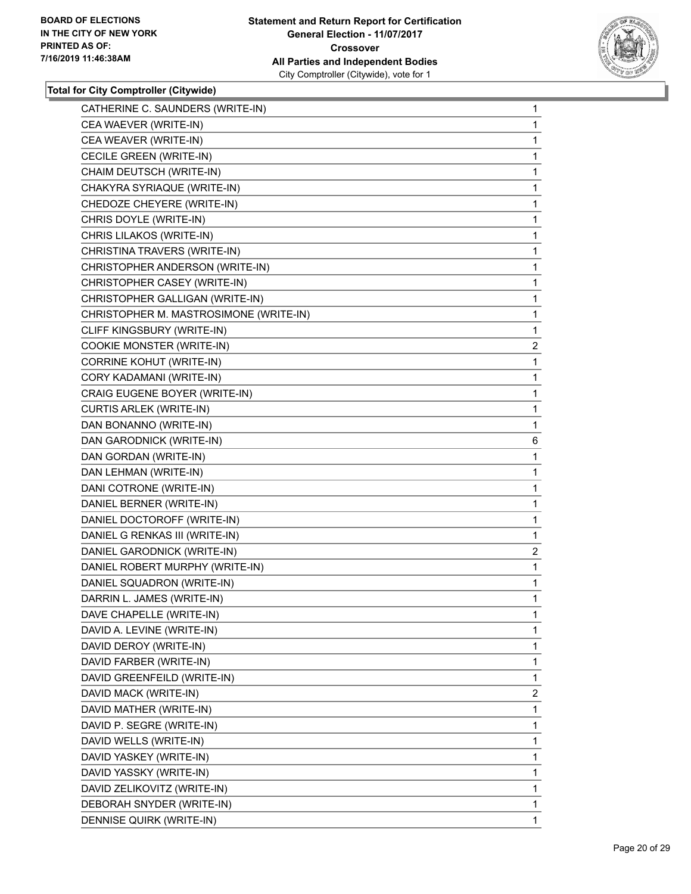### Total for City Comptroller (Citywide)

| Candidate | Votes |
|---|---|
| CATHERINE C. SAUNDERS (WRITE-IN) | 1 |
| CEA WAEVER (WRITE-IN) | 1 |
| CEA WEAVER (WRITE-IN) | 1 |
| CECILE GREEN (WRITE-IN) | 1 |
| CHAIM DEUTSCH (WRITE-IN) | 1 |
| CHAKYRA SYRIAQUE (WRITE-IN) | 1 |
| CHEDOZE CHEYERE (WRITE-IN) | 1 |
| CHRIS DOYLE (WRITE-IN) | 1 |
| CHRIS LILAKOS (WRITE-IN) | 1 |
| CHRISTINA TRAVERS (WRITE-IN) | 1 |
| CHRISTOPHER ANDERSON (WRITE-IN) | 1 |
| CHRISTOPHER CASEY (WRITE-IN) | 1 |
| CHRISTOPHER GALLIGAN (WRITE-IN) | 1 |
| CHRISTOPHER M. MASTROSIMONE (WRITE-IN) | 1 |
| CLIFF KINGSBURY (WRITE-IN) | 1 |
| COOKIE MONSTER (WRITE-IN) | 2 |
| CORRINE KOHUT (WRITE-IN) | 1 |
| CORY KADAMANI (WRITE-IN) | 1 |
| CRAIG EUGENE BOYER (WRITE-IN) | 1 |
| CURTIS ARLEK (WRITE-IN) | 1 |
| DAN BONANNO (WRITE-IN) | 1 |
| DAN GARODNICK (WRITE-IN) | 6 |
| DAN GORDAN (WRITE-IN) | 1 |
| DAN LEHMAN (WRITE-IN) | 1 |
| DANI COTRONE (WRITE-IN) | 1 |
| DANIEL BERNER (WRITE-IN) | 1 |
| DANIEL DOCTOROFF (WRITE-IN) | 1 |
| DANIEL G RENKAS III (WRITE-IN) | 1 |
| DANIEL GARODNICK (WRITE-IN) | 2 |
| DANIEL ROBERT MURPHY (WRITE-IN) | 1 |
| DANIEL SQUADRON (WRITE-IN) | 1 |
| DARRIN L. JAMES (WRITE-IN) | 1 |
| DAVE CHAPELLE (WRITE-IN) | 1 |
| DAVID A. LEVINE (WRITE-IN) | 1 |
| DAVID DEROY (WRITE-IN) | 1 |
| DAVID FARBER (WRITE-IN) | 1 |
| DAVID GREENFEILD (WRITE-IN) | 1 |
| DAVID MACK (WRITE-IN) | 2 |
| DAVID MATHER (WRITE-IN) | 1 |
| DAVID P. SEGRE (WRITE-IN) | 1 |
| DAVID WELLS (WRITE-IN) | 1 |
| DAVID YASKEY (WRITE-IN) | 1 |
| DAVID YASSKY (WRITE-IN) | 1 |
| DAVID ZELIKOVITZ (WRITE-IN) | 1 |
| DEBORAH SNYDER (WRITE-IN) | 1 |
| DENNISE QUIRK (WRITE-IN) | 1 |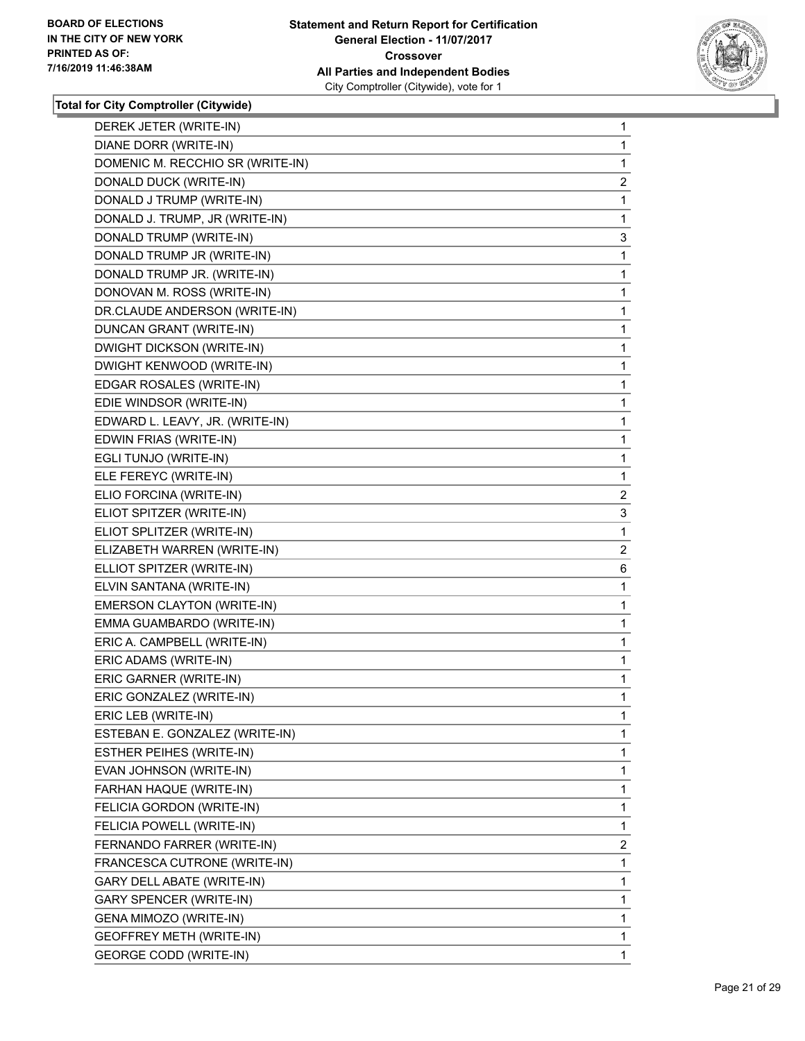**Total for City Comptroller (Citywide)**

| | |
|---|---|
| DEREK JETER (WRITE-IN) | 1 |
| DIANE DORR (WRITE-IN) | 1 |
| DOMENIC M. RECCHIO SR (WRITE-IN) | 1 |
| DONALD DUCK (WRITE-IN) | 2 |
| DONALD J TRUMP (WRITE-IN) | 1 |
| DONALD J. TRUMP, JR (WRITE-IN) | 1 |
| DONALD TRUMP (WRITE-IN) | 3 |
| DONALD TRUMP JR (WRITE-IN) | 1 |
| DONALD TRUMP JR. (WRITE-IN) | 1 |
| DONOVAN M. ROSS (WRITE-IN) | 1 |
| DR.CLAUDE ANDERSON (WRITE-IN) | 1 |
| DUNCAN GRANT (WRITE-IN) | 1 |
| DWIGHT DICKSON (WRITE-IN) | 1 |
| DWIGHT KENWOOD (WRITE-IN) | 1 |
| EDGAR ROSALES (WRITE-IN) | 1 |
| EDIE WINDSOR (WRITE-IN) | 1 |
| EDWARD L. LEAVY, JR. (WRITE-IN) | 1 |
| EDWIN FRIAS (WRITE-IN) | 1 |
| EGLI TUNJO (WRITE-IN) | 1 |
| ELE FEREYC (WRITE-IN) | 1 |
| ELIO FORCINA (WRITE-IN) | 2 |
| ELIOT SPITZER (WRITE-IN) | 3 |
| ELIOT SPLITZER (WRITE-IN) | 1 |
| ELIZABETH WARREN (WRITE-IN) | 2 |
| ELLIOT SPITZER (WRITE-IN) | 6 |
| ELVIN SANTANA (WRITE-IN) | 1 |
| EMERSON CLAYTON (WRITE-IN) | 1 |
| EMMA GUAMBARDO (WRITE-IN) | 1 |
| ERIC A. CAMPBELL (WRITE-IN) | 1 |
| ERIC ADAMS (WRITE-IN) | 1 |
| ERIC GARNER (WRITE-IN) | 1 |
| ERIC GONZALEZ (WRITE-IN) | 1 |
| ERIC LEB (WRITE-IN) | 1 |
| ESTEBAN E. GONZALEZ (WRITE-IN) | 1 |
| ESTHER PEIHES (WRITE-IN) | 1 |
| EVAN JOHNSON (WRITE-IN) | 1 |
| FARHAN HAQUE (WRITE-IN) | 1 |
| FELICIA GORDON (WRITE-IN) | 1 |
| FELICIA POWELL (WRITE-IN) | 1 |
| FERNANDO FARRER (WRITE-IN) | 2 |
| FRANCESCA CUTRONE (WRITE-IN) | 1 |
| GARY DELL ABATE (WRITE-IN) | 1 |
| GARY SPENCER (WRITE-IN) | 1 |
| GENA MIMOZO (WRITE-IN) | 1 |
| GEOFFREY METH (WRITE-IN) | 1 |
| GEORGE CODD (WRITE-IN) | 1 |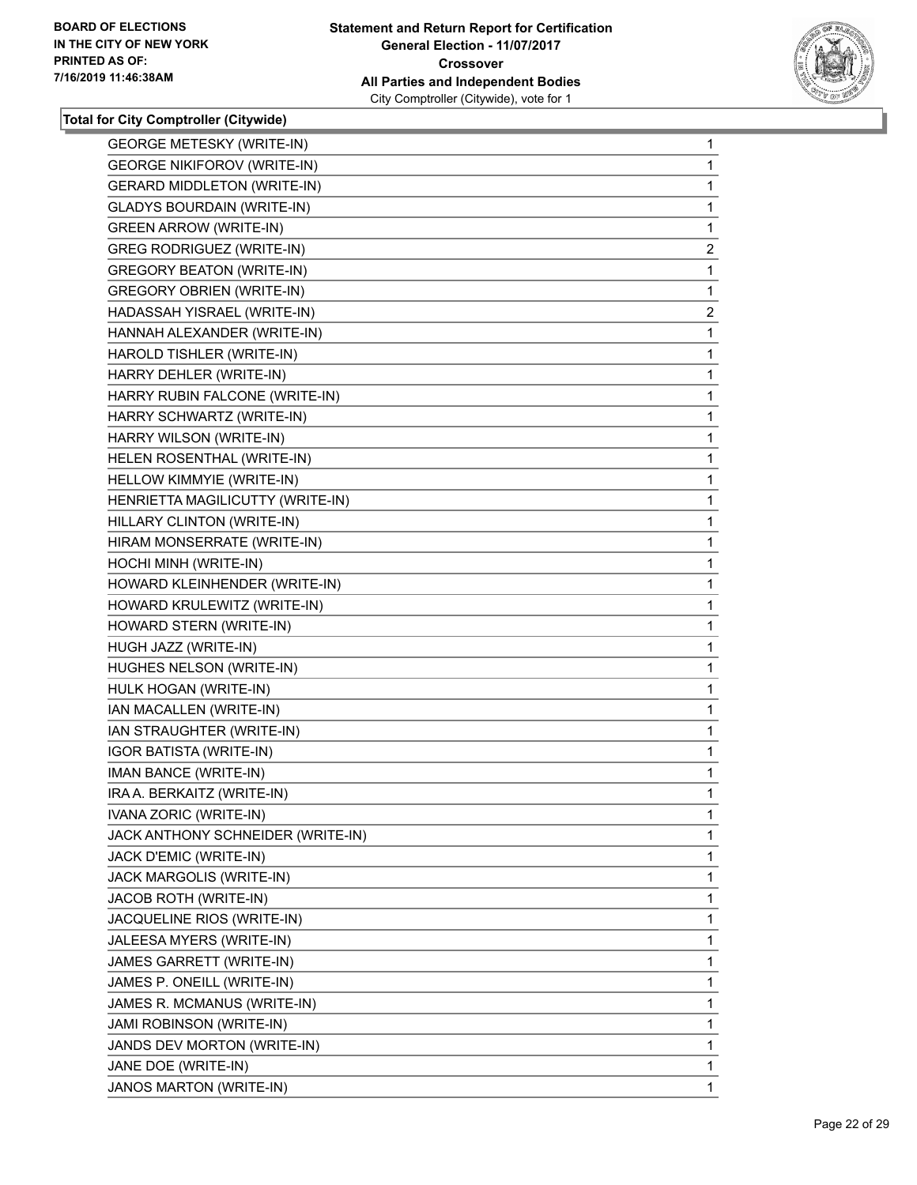# Statement and Return Report for Certification
## General Election - 11/07/2017
### Crossover
### All Parties and Independent Bodies
City Comptroller (Citywide), vote for 1

BOARD OF ELECTIONS
IN THE CITY OF NEW YORK
PRINTED AS OF:
7/16/2019 11:46:38AM

**Total for City Comptroller (Citywide)**

| | |
|---|---|
| GEORGE METESKY (WRITE-IN) | 1 |
| GEORGE NIKIFOROV (WRITE-IN) | 1 |
| GERARD MIDDLETON (WRITE-IN) | 1 |
| GLADYS BOURDAIN (WRITE-IN) | 1 |
| GREEN ARROW (WRITE-IN) | 1 |
| GREG RODRIGUEZ (WRITE-IN) | 2 |
| GREGORY BEATON (WRITE-IN) | 1 |
| GREGORY OBRIEN (WRITE-IN) | 1 |
| HADASSAH YISRAEL (WRITE-IN) | 2 |
| HANNAH ALEXANDER (WRITE-IN) | 1 |
| HAROLD TISHLER (WRITE-IN) | 1 |
| HARRY DEHLER (WRITE-IN) | 1 |
| HARRY RUBIN FALCONE (WRITE-IN) | 1 |
| HARRY SCHWARTZ (WRITE-IN) | 1 |
| HARRY WILSON (WRITE-IN) | 1 |
| HELEN ROSENTHAL (WRITE-IN) | 1 |
| HELLOW KIMMYIE (WRITE-IN) | 1 |
| HENRIETTA MAGILICUTTY (WRITE-IN) | 1 |
| HILLARY CLINTON (WRITE-IN) | 1 |
| HIRAM MONSERRATE (WRITE-IN) | 1 |
| HOCHI MINH (WRITE-IN) | 1 |
| HOWARD KLEINHENDER (WRITE-IN) | 1 |
| HOWARD KRULEWITZ (WRITE-IN) | 1 |
| HOWARD STERN (WRITE-IN) | 1 |
| HUGH JAZZ (WRITE-IN) | 1 |
| HUGHES NELSON (WRITE-IN) | 1 |
| HULK HOGAN (WRITE-IN) | 1 |
| IAN MACALLEN (WRITE-IN) | 1 |
| IAN STRAUGHTER (WRITE-IN) | 1 |
| IGOR BATISTA (WRITE-IN) | 1 |
| IMAN BANCE (WRITE-IN) | 1 |
| IRA A. BERKAITZ (WRITE-IN) | 1 |
| IVANA ZORIC (WRITE-IN) | 1 |
| JACK ANTHONY SCHNEIDER (WRITE-IN) | 1 |
| JACK D'EMIC (WRITE-IN) | 1 |
| JACK MARGOLIS (WRITE-IN) | 1 |
| JACOB ROTH (WRITE-IN) | 1 |
| JACQUELINE RIOS (WRITE-IN) | 1 |
| JALEESA MYERS (WRITE-IN) | 1 |
| JAMES GARRETT (WRITE-IN) | 1 |
| JAMES P. ONEILL (WRITE-IN) | 1 |
| JAMES R. MCMANUS (WRITE-IN) | 1 |
| JAMI ROBINSON (WRITE-IN) | 1 |
| JANDS DEV MORTON (WRITE-IN) | 1 |
| JANE DOE (WRITE-IN) | 1 |
| JANOS MARTON (WRITE-IN) | 1 |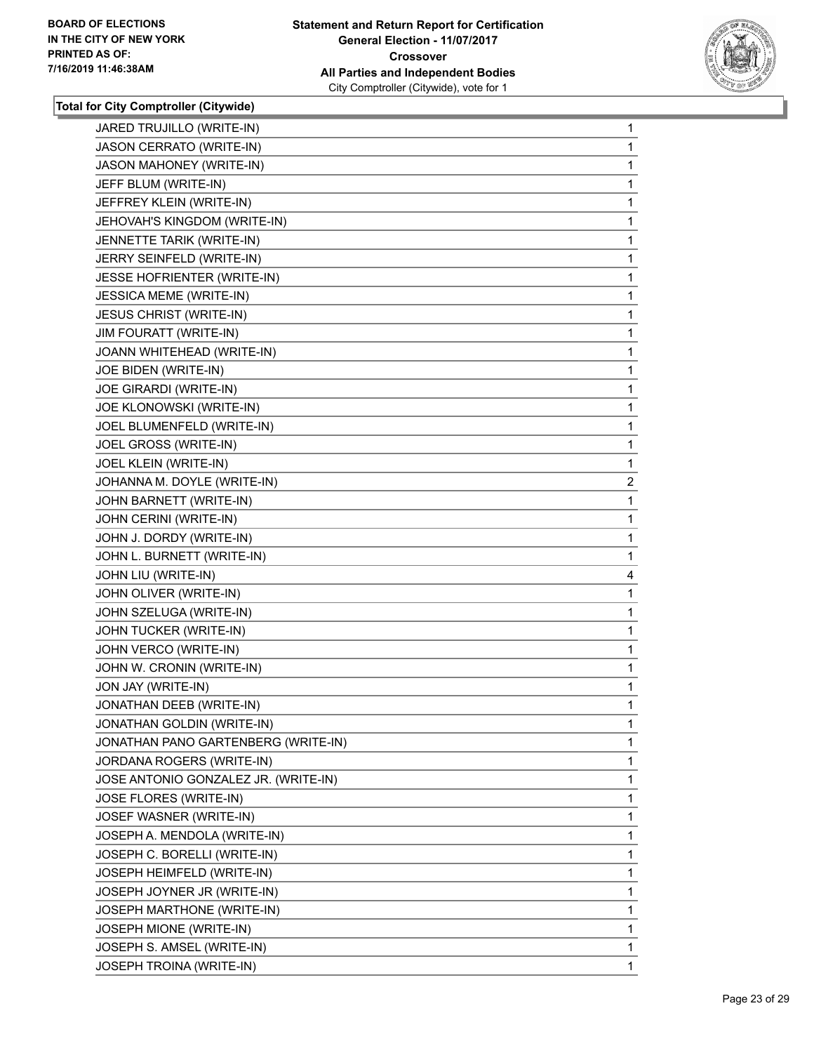**Total for City Comptroller (Citywide)**

| Candidate | Votes |
|---|---|
| JARED TRUJILLO (WRITE-IN) | 1 |
| JASON CERRATO (WRITE-IN) | 1 |
| JASON MAHONEY (WRITE-IN) | 1 |
| JEFF BLUM (WRITE-IN) | 1 |
| JEFFREY KLEIN (WRITE-IN) | 1 |
| JEHOVAH'S KINGDOM (WRITE-IN) | 1 |
| JENNETTE TARIK (WRITE-IN) | 1 |
| JERRY SEINFELD (WRITE-IN) | 1 |
| JESSE HOFRIENTER (WRITE-IN) | 1 |
| JESSICA MEME (WRITE-IN) | 1 |
| JESUS CHRIST (WRITE-IN) | 1 |
| JIM FOURATT (WRITE-IN) | 1 |
| JOANN WHITEHEAD (WRITE-IN) | 1 |
| JOE BIDEN (WRITE-IN) | 1 |
| JOE GIRARDI (WRITE-IN) | 1 |
| JOE KLONOWSKI (WRITE-IN) | 1 |
| JOEL BLUMENFELD (WRITE-IN) | 1 |
| JOEL GROSS (WRITE-IN) | 1 |
| JOEL KLEIN (WRITE-IN) | 1 |
| JOHANNA M. DOYLE (WRITE-IN) | 2 |
| JOHN BARNETT (WRITE-IN) | 1 |
| JOHN CERINI (WRITE-IN) | 1 |
| JOHN J. DORDY (WRITE-IN) | 1 |
| JOHN L. BURNETT (WRITE-IN) | 1 |
| JOHN LIU (WRITE-IN) | 4 |
| JOHN OLIVER (WRITE-IN) | 1 |
| JOHN SZELUGA (WRITE-IN) | 1 |
| JOHN TUCKER (WRITE-IN) | 1 |
| JOHN VERCO (WRITE-IN) | 1 |
| JOHN W. CRONIN (WRITE-IN) | 1 |
| JON JAY (WRITE-IN) | 1 |
| JONATHAN DEEB (WRITE-IN) | 1 |
| JONATHAN GOLDIN (WRITE-IN) | 1 |
| JONATHAN PANO GARTENBERG (WRITE-IN) | 1 |
| JORDANA ROGERS (WRITE-IN) | 1 |
| JOSE ANTONIO GONZALEZ JR. (WRITE-IN) | 1 |
| JOSE FLORES (WRITE-IN) | 1 |
| JOSEF WASNER (WRITE-IN) | 1 |
| JOSEPH A. MENDOLA (WRITE-IN) | 1 |
| JOSEPH C. BORELLI (WRITE-IN) | 1 |
| JOSEPH HEIMFELD (WRITE-IN) | 1 |
| JOSEPH JOYNER JR (WRITE-IN) | 1 |
| JOSEPH MARTHONE (WRITE-IN) | 1 |
| JOSEPH MIONE (WRITE-IN) | 1 |
| JOSEPH S. AMSEL (WRITE-IN) | 1 |
| JOSEPH TROINA (WRITE-IN) | 1 |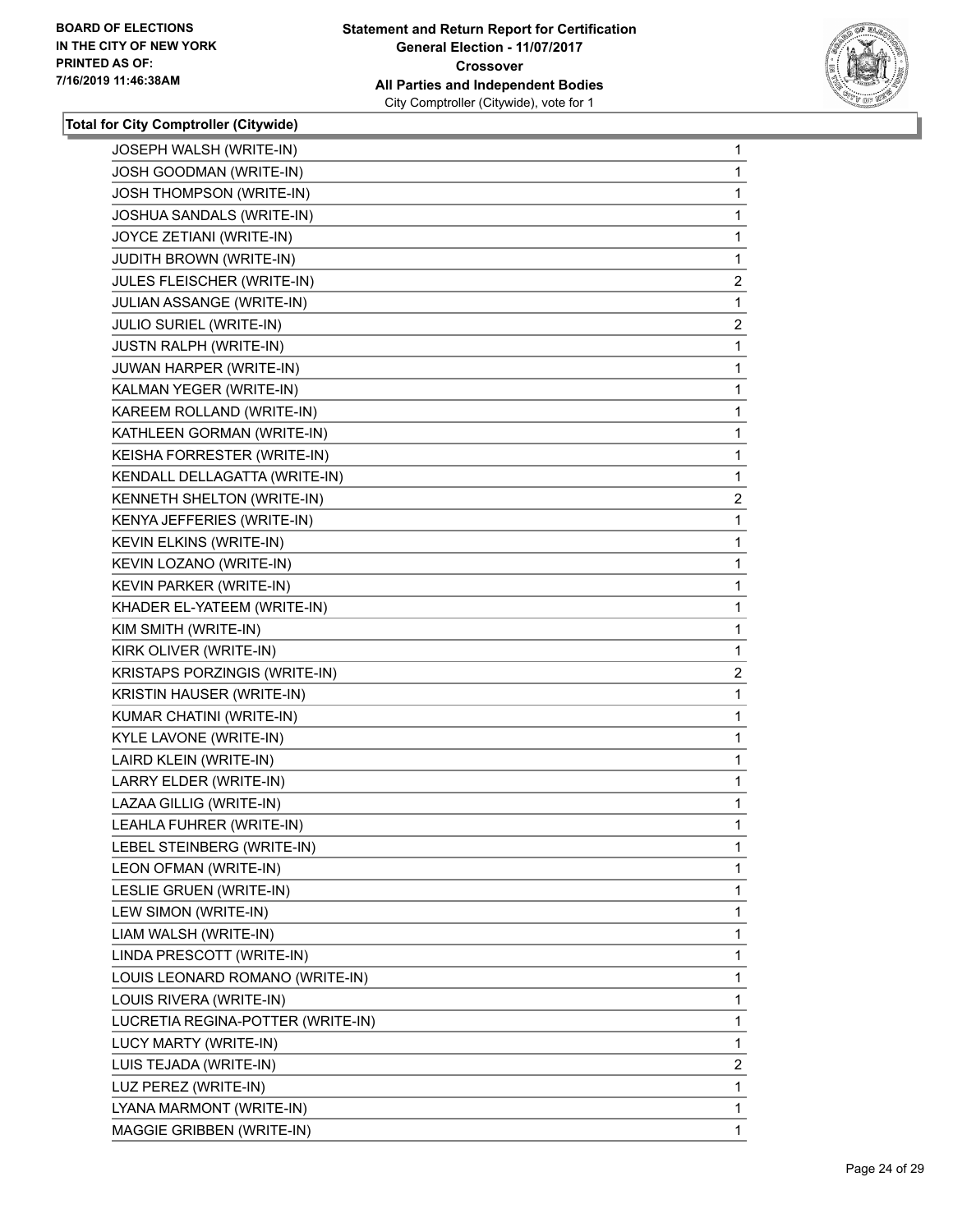**Total for City Comptroller (Citywide)**

| | |
|---|---|
| JOSEPH WALSH (WRITE-IN) | 1 |
| JOSH GOODMAN (WRITE-IN) | 1 |
| JOSH THOMPSON (WRITE-IN) | 1 |
| JOSHUA SANDALS (WRITE-IN) | 1 |
| JOYCE ZETIANI (WRITE-IN) | 1 |
| JUDITH BROWN (WRITE-IN) | 1 |
| JULES FLEISCHER (WRITE-IN) | 2 |
| JULIAN ASSANGE (WRITE-IN) | 1 |
| JULIO SURIEL (WRITE-IN) | 2 |
| JUSTN RALPH (WRITE-IN) | 1 |
| JUWAN HARPER (WRITE-IN) | 1 |
| KALMAN YEGER (WRITE-IN) | 1 |
| KAREEM ROLLAND (WRITE-IN) | 1 |
| KATHLEEN GORMAN (WRITE-IN) | 1 |
| KEISHA FORRESTER (WRITE-IN) | 1 |
| KENDALL DELLAGATTA (WRITE-IN) | 1 |
| KENNETH SHELTON (WRITE-IN) | 2 |
| KENYA JEFFERIES (WRITE-IN) | 1 |
| KEVIN ELKINS (WRITE-IN) | 1 |
| KEVIN LOZANO (WRITE-IN) | 1 |
| KEVIN PARKER (WRITE-IN) | 1 |
| KHADER EL-YATEEM (WRITE-IN) | 1 |
| KIM SMITH (WRITE-IN) | 1 |
| KIRK OLIVER (WRITE-IN) | 1 |
| KRISTAPS PORZINGIS (WRITE-IN) | 2 |
| KRISTIN HAUSER (WRITE-IN) | 1 |
| KUMAR CHATINI (WRITE-IN) | 1 |
| KYLE LAVONE (WRITE-IN) | 1 |
| LAIRD KLEIN (WRITE-IN) | 1 |
| LARRY ELDER (WRITE-IN) | 1 |
| LAZAA GILLIG (WRITE-IN) | 1 |
| LEAHLA FUHRER (WRITE-IN) | 1 |
| LEBEL STEINBERG (WRITE-IN) | 1 |
| LEON OFMAN (WRITE-IN) | 1 |
| LESLIE GRUEN (WRITE-IN) | 1 |
| LEW SIMON (WRITE-IN) | 1 |
| LIAM WALSH (WRITE-IN) | 1 |
| LINDA PRESCOTT (WRITE-IN) | 1 |
| LOUIS LEONARD ROMANO (WRITE-IN) | 1 |
| LOUIS RIVERA (WRITE-IN) | 1 |
| LUCRETIA REGINA-POTTER (WRITE-IN) | 1 |
| LUCY MARTY (WRITE-IN) | 1 |
| LUIS TEJADA (WRITE-IN) | 2 |
| LUZ PEREZ (WRITE-IN) | 1 |
| LYANA MARMONT (WRITE-IN) | 1 |
| MAGGIE GRIBBEN (WRITE-IN) | 1 |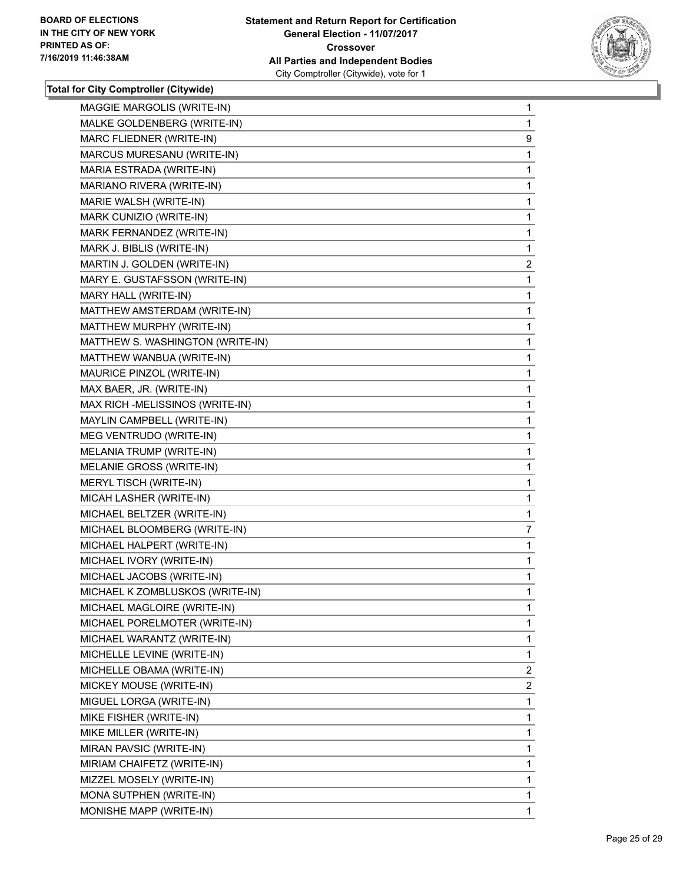**Statement and Return Report for Certification**
**General Election - 11/07/2017**
**Crossover**
**All Parties and Independent Bodies**
City Comptroller (Citywide), vote for 1

BOARD OF ELECTIONS
IN THE CITY OF NEW YORK
PRINTED AS OF:
7/16/2019 11:46:38AM

**Total for City Comptroller (Citywide)**

| | |
|---|---|
| MAGGIE MARGOLIS (WRITE-IN) | 1 |
| MALKE GOLDENBERG (WRITE-IN) | 1 |
| MARC FLIEDNER (WRITE-IN) | 9 |
| MARCUS MURESANU (WRITE-IN) | 1 |
| MARIA ESTRADA (WRITE-IN) | 1 |
| MARIANO RIVERA (WRITE-IN) | 1 |
| MARIE WALSH (WRITE-IN) | 1 |
| MARK CUNIZIO (WRITE-IN) | 1 |
| MARK FERNANDEZ (WRITE-IN) | 1 |
| MARK J. BIBLIS (WRITE-IN) | 1 |
| MARTIN J. GOLDEN (WRITE-IN) | 2 |
| MARY E. GUSTAFSSON (WRITE-IN) | 1 |
| MARY HALL (WRITE-IN) | 1 |
| MATTHEW AMSTERDAM (WRITE-IN) | 1 |
| MATTHEW MURPHY (WRITE-IN) | 1 |
| MATTHEW S. WASHINGTON (WRITE-IN) | 1 |
| MATTHEW WANBUA (WRITE-IN) | 1 |
| MAURICE PINZOL (WRITE-IN) | 1 |
| MAX BAER, JR. (WRITE-IN) | 1 |
| MAX RICH -MELISSINOS (WRITE-IN) | 1 |
| MAYLIN CAMPBELL (WRITE-IN) | 1 |
| MEG VENTRUDO (WRITE-IN) | 1 |
| MELANIA TRUMP (WRITE-IN) | 1 |
| MELANIE GROSS (WRITE-IN) | 1 |
| MERYL TISCH (WRITE-IN) | 1 |
| MICAH LASHER (WRITE-IN) | 1 |
| MICHAEL BELTZER (WRITE-IN) | 1 |
| MICHAEL BLOOMBERG (WRITE-IN) | 7 |
| MICHAEL HALPERT (WRITE-IN) | 1 |
| MICHAEL IVORY (WRITE-IN) | 1 |
| MICHAEL JACOBS (WRITE-IN) | 1 |
| MICHAEL K ZOMBLUSKOS (WRITE-IN) | 1 |
| MICHAEL MAGLOIRE (WRITE-IN) | 1 |
| MICHAEL PORELMOTER (WRITE-IN) | 1 |
| MICHAEL WARANTZ (WRITE-IN) | 1 |
| MICHELLE LEVINE (WRITE-IN) | 1 |
| MICHELLE OBAMA (WRITE-IN) | 2 |
| MICKEY MOUSE (WRITE-IN) | 2 |
| MIGUEL LORGA (WRITE-IN) | 1 |
| MIKE FISHER (WRITE-IN) | 1 |
| MIKE MILLER (WRITE-IN) | 1 |
| MIRAN PAVSIC (WRITE-IN) | 1 |
| MIRIAM CHAIFETZ (WRITE-IN) | 1 |
| MIZZEL MOSELY (WRITE-IN) | 1 |
| MONA SUTPHEN (WRITE-IN) | 1 |
| MONISHE MAPP (WRITE-IN) | 1 |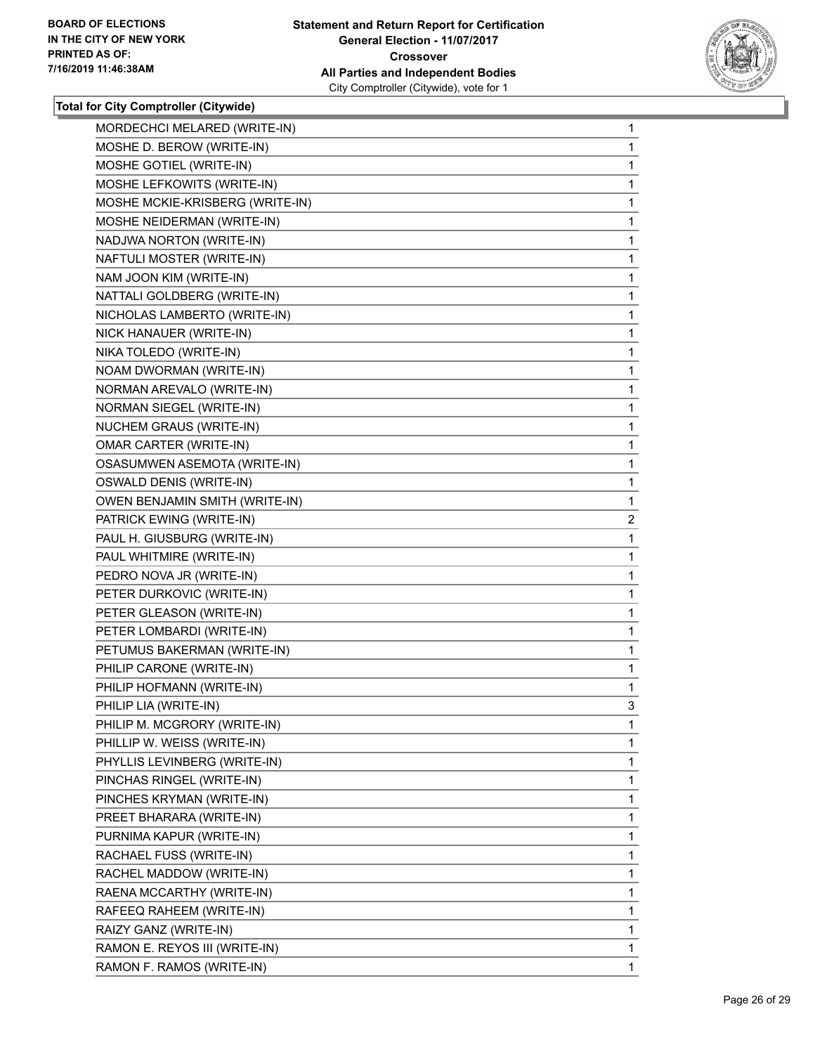**Total for City Comptroller (Citywide)**

| Candidate | Votes |
|---|---|
| MORDECHCI MELARED (WRITE-IN) | 1 |
| MOSHE D. BEROW (WRITE-IN) | 1 |
| MOSHE GOTIEL (WRITE-IN) | 1 |
| MOSHE LEFKOWITS (WRITE-IN) | 1 |
| MOSHE MCKIE-KRISBERG (WRITE-IN) | 1 |
| MOSHE NEIDERMAN (WRITE-IN) | 1 |
| NADJWA NORTON (WRITE-IN) | 1 |
| NAFTULI MOSTER (WRITE-IN) | 1 |
| NAM JOON KIM (WRITE-IN) | 1 |
| NATTALI GOLDBERG (WRITE-IN) | 1 |
| NICHOLAS LAMBERTO (WRITE-IN) | 1 |
| NICK HANAUER (WRITE-IN) | 1 |
| NIKA TOLEDO (WRITE-IN) | 1 |
| NOAM DWORMAN (WRITE-IN) | 1 |
| NORMAN AREVALO (WRITE-IN) | 1 |
| NORMAN SIEGEL (WRITE-IN) | 1 |
| NUCHEM GRAUS (WRITE-IN) | 1 |
| OMAR CARTER (WRITE-IN) | 1 |
| OSASUMWEN ASEMOTA (WRITE-IN) | 1 |
| OSWALD DENIS (WRITE-IN) | 1 |
| OWEN BENJAMIN SMITH (WRITE-IN) | 1 |
| PATRICK EWING (WRITE-IN) | 2 |
| PAUL H. GIUSBURG (WRITE-IN) | 1 |
| PAUL WHITMIRE (WRITE-IN) | 1 |
| PEDRO NOVA JR (WRITE-IN) | 1 |
| PETER DURKOVIC (WRITE-IN) | 1 |
| PETER GLEASON (WRITE-IN) | 1 |
| PETER LOMBARDI (WRITE-IN) | 1 |
| PETUMUS BAKERMAN (WRITE-IN) | 1 |
| PHILIP CARONE (WRITE-IN) | 1 |
| PHILIP HOFMANN (WRITE-IN) | 1 |
| PHILIP LIA (WRITE-IN) | 3 |
| PHILIP M. MCGRORY (WRITE-IN) | 1 |
| PHILLIP W. WEISS (WRITE-IN) | 1 |
| PHYLLIS LEVINBERG (WRITE-IN) | 1 |
| PINCHAS RINGEL (WRITE-IN) | 1 |
| PINCHES KRYMAN (WRITE-IN) | 1 |
| PREET BHARARA (WRITE-IN) | 1 |
| PURNIMA KAPUR (WRITE-IN) | 1 |
| RACHAEL FUSS (WRITE-IN) | 1 |
| RACHEL MADDOW (WRITE-IN) | 1 |
| RAENA MCCARTHY (WRITE-IN) | 1 |
| RAFEEQ RAHEEM (WRITE-IN) | 1 |
| RAIZY GANZ (WRITE-IN) | 1 |
| RAMON E. REYOS III (WRITE-IN) | 1 |
| RAMON F. RAMOS (WRITE-IN) | 1 |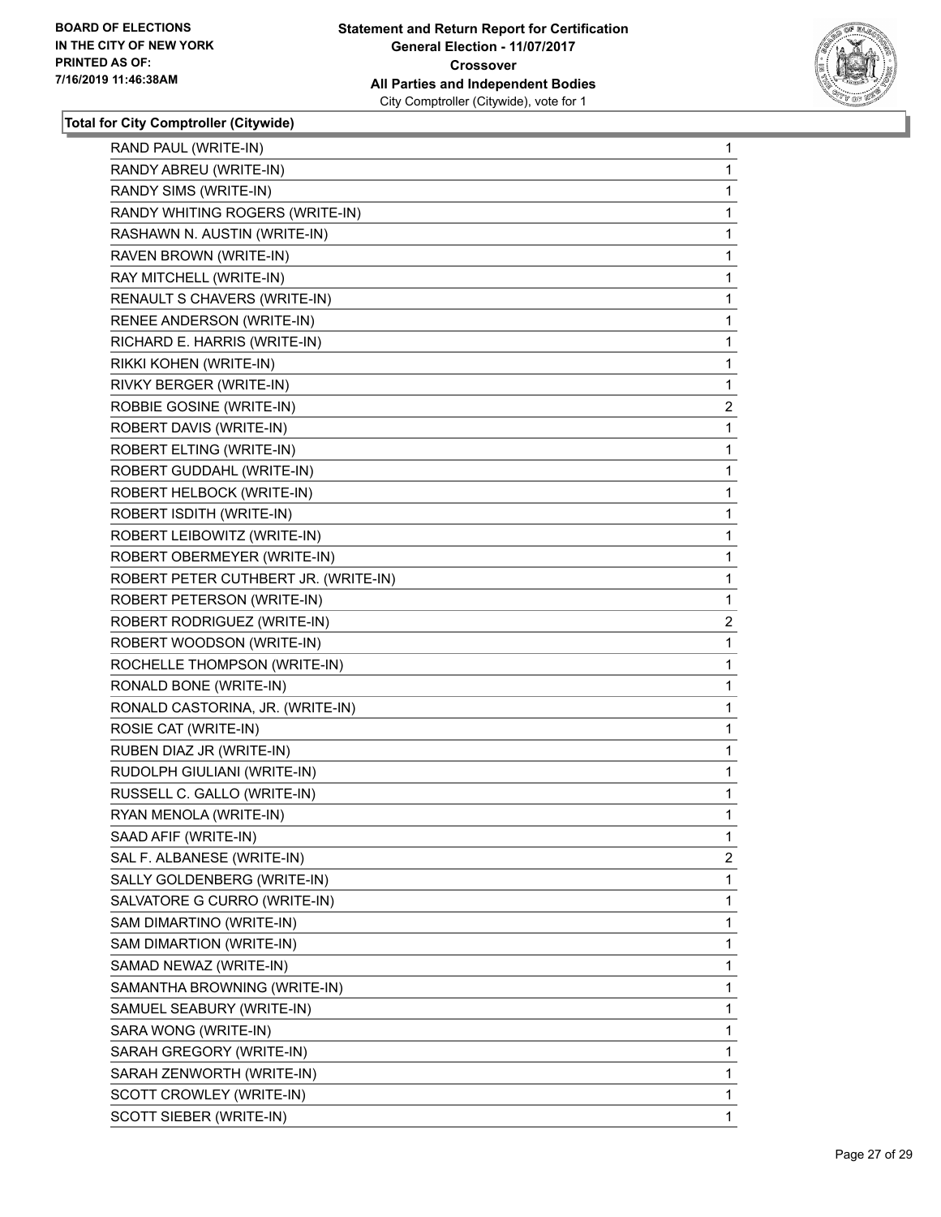BOARD OF ELECTIONS
IN THE CITY OF NEW YORK
PRINTED AS OF:
7/16/2019 11:46:38AM

**Statement and Return Report for Certification**
**General Election - 11/07/2017**
**Crossover**
**All Parties and Independent Bodies**
City Comptroller (Citywide), vote for 1

### Total for City Comptroller (Citywide)

| | |
|---|---|
| RAND PAUL (WRITE-IN) | 1 |
| RANDY ABREU (WRITE-IN) | 1 |
| RANDY SIMS (WRITE-IN) | 1 |
| RANDY WHITING ROGERS (WRITE-IN) | 1 |
| RASHAWN N. AUSTIN (WRITE-IN) | 1 |
| RAVEN BROWN (WRITE-IN) | 1 |
| RAY MITCHELL (WRITE-IN) | 1 |
| RENAULT S CHAVERS (WRITE-IN) | 1 |
| RENEE ANDERSON (WRITE-IN) | 1 |
| RICHARD E. HARRIS (WRITE-IN) | 1 |
| RIKKI KOHEN (WRITE-IN) | 1 |
| RIVKY BERGER (WRITE-IN) | 1 |
| ROBBIE GOSINE (WRITE-IN) | 2 |
| ROBERT DAVIS (WRITE-IN) | 1 |
| ROBERT ELTING (WRITE-IN) | 1 |
| ROBERT GUDDAHL (WRITE-IN) | 1 |
| ROBERT HELBOCK (WRITE-IN) | 1 |
| ROBERT ISDITH (WRITE-IN) | 1 |
| ROBERT LEIBOWITZ (WRITE-IN) | 1 |
| ROBERT OBERMEYER (WRITE-IN) | 1 |
| ROBERT PETER CUTHBERT JR. (WRITE-IN) | 1 |
| ROBERT PETERSON (WRITE-IN) | 1 |
| ROBERT RODRIGUEZ (WRITE-IN) | 2 |
| ROBERT WOODSON (WRITE-IN) | 1 |
| ROCHELLE THOMPSON (WRITE-IN) | 1 |
| RONALD BONE (WRITE-IN) | 1 |
| RONALD CASTORINA, JR. (WRITE-IN) | 1 |
| ROSIE CAT (WRITE-IN) | 1 |
| RUBEN DIAZ JR (WRITE-IN) | 1 |
| RUDOLPH GIULIANI (WRITE-IN) | 1 |
| RUSSELL C. GALLO (WRITE-IN) | 1 |
| RYAN MENOLA (WRITE-IN) | 1 |
| SAAD AFIF (WRITE-IN) | 1 |
| SAL F. ALBANESE (WRITE-IN) | 2 |
| SALLY GOLDENBERG (WRITE-IN) | 1 |
| SALVATORE G CURRO (WRITE-IN) | 1 |
| SAM DIMARTINO (WRITE-IN) | 1 |
| SAM DIMARTION (WRITE-IN) | 1 |
| SAMAD NEWAZ (WRITE-IN) | 1 |
| SAMANTHA BROWNING (WRITE-IN) | 1 |
| SAMUEL SEABURY (WRITE-IN) | 1 |
| SARA WONG (WRITE-IN) | 1 |
| SARAH GREGORY (WRITE-IN) | 1 |
| SARAH ZENWORTH (WRITE-IN) | 1 |
| SCOTT CROWLEY (WRITE-IN) | 1 |
| SCOTT SIEBER (WRITE-IN) | 1 |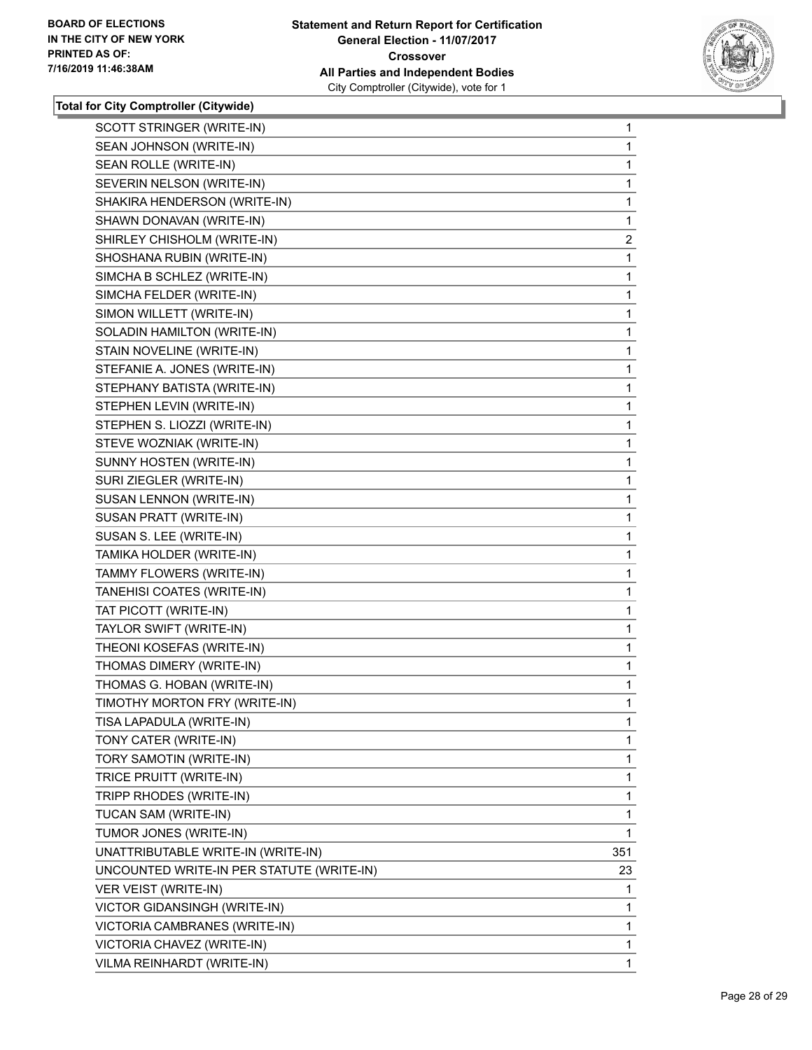**Total for City Comptroller (Citywide)**

| | |
|---|---|
| SCOTT STRINGER (WRITE-IN) | 1 |
| SEAN JOHNSON (WRITE-IN) | 1 |
| SEAN ROLLE (WRITE-IN) | 1 |
| SEVERIN NELSON (WRITE-IN) | 1 |
| SHAKIRA HENDERSON (WRITE-IN) | 1 |
| SHAWN DONAVAN (WRITE-IN) | 1 |
| SHIRLEY CHISHOLM (WRITE-IN) | 2 |
| SHOSHANA RUBIN (WRITE-IN) | 1 |
| SIMCHA B SCHLEZ (WRITE-IN) | 1 |
| SIMCHA FELDER (WRITE-IN) | 1 |
| SIMON WILLETT (WRITE-IN) | 1 |
| SOLADIN HAMILTON (WRITE-IN) | 1 |
| STAIN NOVELINE (WRITE-IN) | 1 |
| STEFANIE A. JONES (WRITE-IN) | 1 |
| STEPHANY BATISTA (WRITE-IN) | 1 |
| STEPHEN LEVIN (WRITE-IN) | 1 |
| STEPHEN S. LIOZZI (WRITE-IN) | 1 |
| STEVE WOZNIAK (WRITE-IN) | 1 |
| SUNNY HOSTEN (WRITE-IN) | 1 |
| SURI ZIEGLER (WRITE-IN) | 1 |
| SUSAN LENNON (WRITE-IN) | 1 |
| SUSAN PRATT (WRITE-IN) | 1 |
| SUSAN S. LEE (WRITE-IN) | 1 |
| TAMIKA HOLDER (WRITE-IN) | 1 |
| TAMMY FLOWERS (WRITE-IN) | 1 |
| TANEHISI COATES (WRITE-IN) | 1 |
| TAT PICOTT (WRITE-IN) | 1 |
| TAYLOR SWIFT (WRITE-IN) | 1 |
| THEONI KOSEFAS (WRITE-IN) | 1 |
| THOMAS DIMERY (WRITE-IN) | 1 |
| THOMAS G. HOBAN (WRITE-IN) | 1 |
| TIMOTHY MORTON FRY (WRITE-IN) | 1 |
| TISA LAPADULA (WRITE-IN) | 1 |
| TONY CATER (WRITE-IN) | 1 |
| TORY SAMOTIN (WRITE-IN) | 1 |
| TRICE PRUITT (WRITE-IN) | 1 |
| TRIPP RHODES (WRITE-IN) | 1 |
| TUCAN SAM (WRITE-IN) | 1 |
| TUMOR JONES (WRITE-IN) | 1 |
| UNATTRIBUTABLE WRITE-IN (WRITE-IN) | 351 |
| UNCOUNTED WRITE-IN PER STATUTE (WRITE-IN) | 23 |
| VER VEIST (WRITE-IN) | 1 |
| VICTOR GIDANSINGH (WRITE-IN) | 1 |
| VICTORIA CAMBRANES (WRITE-IN) | 1 |
| VICTORIA CHAVEZ (WRITE-IN) | 1 |
| VILMA REINHARDT (WRITE-IN) | 1 |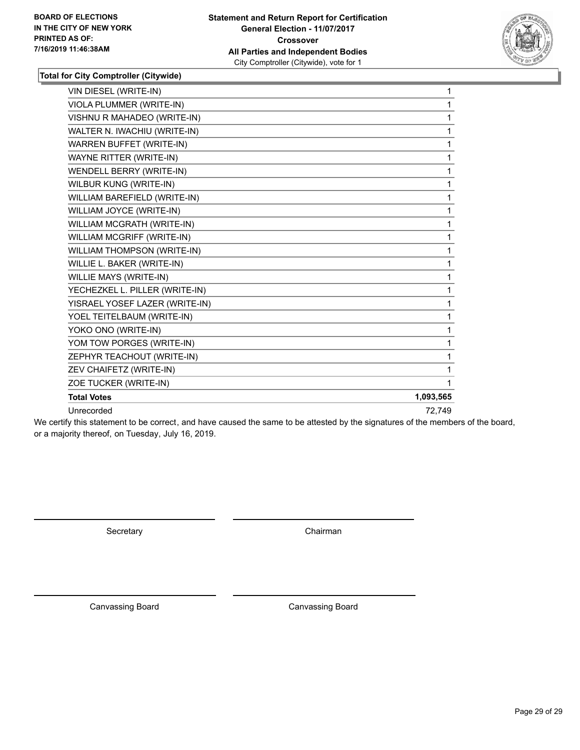**BOARD OF ELECTIONS IN THE CITY OF NEW YORK PRINTED AS OF: 7/16/2019 11:46:38AM**

**Statement and Return Report for Certification General Election - 11/07/2017 Crossover All Parties and Independent Bodies**
City Comptroller (Citywide), vote for 1

**Total for City Comptroller (Citywide)**

| | |
|---|---|
| VIN DIESEL (WRITE-IN) | 1 |
| VIOLA PLUMMER (WRITE-IN) | 1 |
| VISHNU R MAHADEO (WRITE-IN) | 1 |
| WALTER N. IWACHIU (WRITE-IN) | 1 |
| WARREN BUFFET (WRITE-IN) | 1 |
| WAYNE RITTER (WRITE-IN) | 1 |
| WENDELL BERRY (WRITE-IN) | 1 |
| WILBUR KUNG (WRITE-IN) | 1 |
| WILLIAM BAREFIELD (WRITE-IN) | 1 |
| WILLIAM JOYCE (WRITE-IN) | 1 |
| WILLIAM MCGRATH (WRITE-IN) | 1 |
| WILLIAM MCGRIFF (WRITE-IN) | 1 |
| WILLIAM THOMPSON (WRITE-IN) | 1 |
| WILLIE L. BAKER (WRITE-IN) | 1 |
| WILLIE MAYS (WRITE-IN) | 1 |
| YECHEZKEL L. PILLER (WRITE-IN) | 1 |
| YISRAEL YOSEF LAZER (WRITE-IN) | 1 |
| YOEL TEITELBAUM (WRITE-IN) | 1 |
| YOKO ONO (WRITE-IN) | 1 |
| YOM TOW PORGES (WRITE-IN) | 1 |
| ZEPHYR TEACHOUT (WRITE-IN) | 1 |
| ZEV CHAIFETZ (WRITE-IN) | 1 |
| ZOE TUCKER (WRITE-IN) | 1 |
| **Total Votes** | **1,093,565** |
| Unrecorded | 72,749 |

We certify this statement to be correct, and have caused the same to be attested by the signatures of the members of the board, or a majority thereof, on Tuesday, July 16, 2019.

Secretary

Chairman

Canvassing Board

Canvassing Board